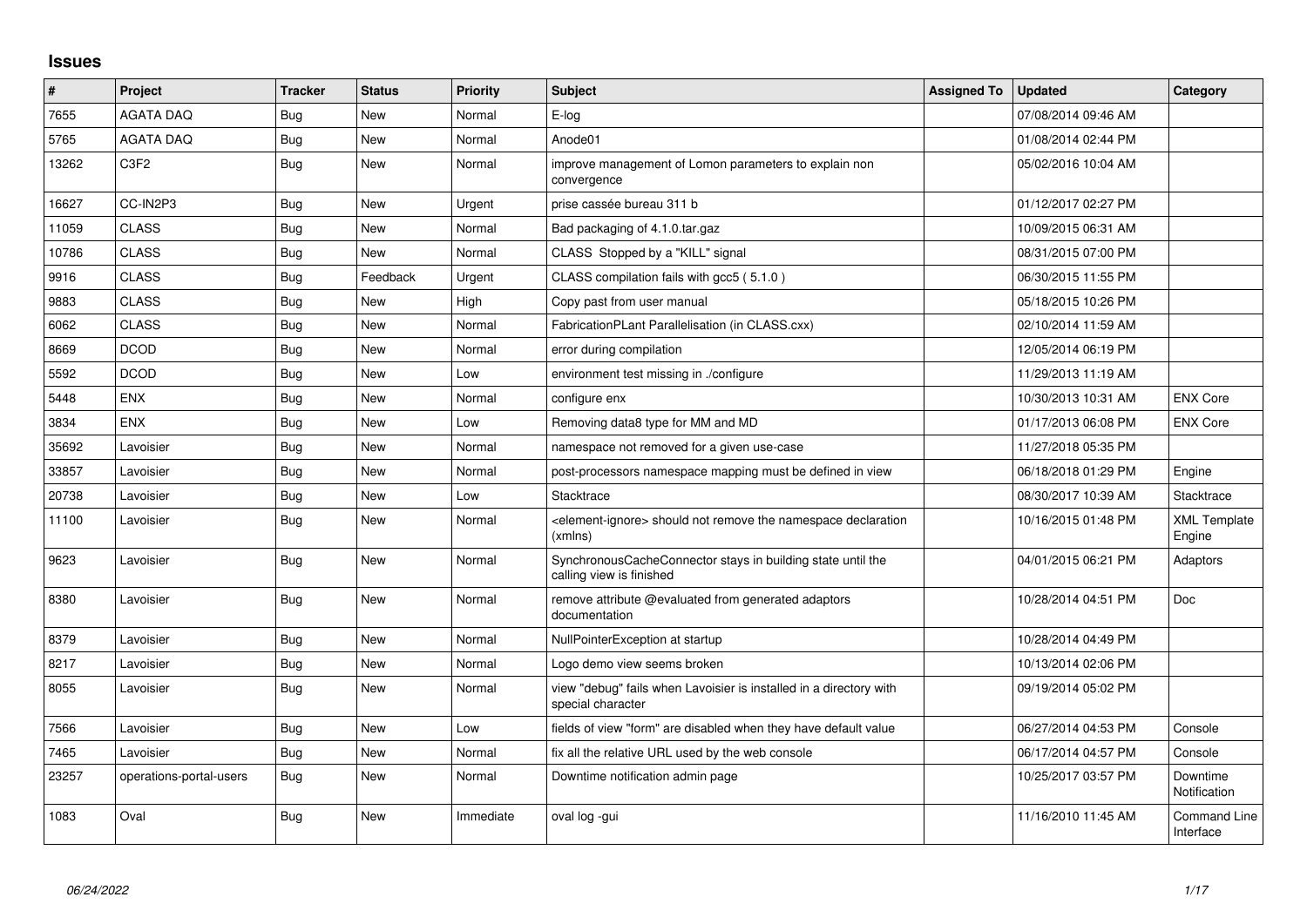## Issues

| # | Project | Tracker | Status | Priority | Subject | Assigned To | Updated | Category |
|---|---|---|---|---|---|---|---|---|
| 7655 | AGATA DAQ | Bug | New | Normal | E-log | | 07/08/2014 09:46 AM | |
| 5765 | AGATA DAQ | Bug | New | Normal | Anode01 | | 01/08/2014 02:44 PM | |
| 13262 | C3F2 | Bug | New | Normal | improve management of Lomon parameters to explain non convergence | | 05/02/2016 10:04 AM | |
| 16627 | CC-IN2P3 | Bug | New | Urgent | prise cassée bureau 311 b | | 01/12/2017 02:27 PM | |
| 11059 | CLASS | Bug | New | Normal | Bad packaging of 4.1.0.tar.gaz | | 10/09/2015 06:31 AM | |
| 10786 | CLASS | Bug | New | Normal | CLASS Stopped by a "KILL" signal | | 08/31/2015 07:00 PM | |
| 9916 | CLASS | Bug | Feedback | Urgent | CLASS compilation fails with gcc5 ( 5.1.0 ) | | 06/30/2015 11:55 PM | |
| 9883 | CLASS | Bug | New | High | Copy past from user manual | | 05/18/2015 10:26 PM | |
| 6062 | CLASS | Bug | New | Normal | FabricationPLant Parallelisation (in CLASS.cxx) | | 02/10/2014 11:59 AM | |
| 8669 | DCOD | Bug | New | Normal | error during compilation | | 12/05/2014 06:19 PM | |
| 5592 | DCOD | Bug | New | Low | environment test missing in ./configure | | 11/29/2013 11:19 AM | |
| 5448 | ENX | Bug | New | Normal | configure enx | | 10/30/2013 10:31 AM | ENX Core |
| 3834 | ENX | Bug | New | Low | Removing data8 type for MM and MD | | 01/17/2013 06:08 PM | ENX Core |
| 35692 | Lavoisier | Bug | New | Normal | namespace not removed for a given use-case | | 11/27/2018 05:35 PM | |
| 33857 | Lavoisier | Bug | New | Normal | post-processors namespace mapping must be defined in view | | 06/18/2018 01:29 PM | Engine |
| 20738 | Lavoisier | Bug | New | Low | Stacktrace | | 08/30/2017 10:39 AM | Stacktrace |
| 11100 | Lavoisier | Bug | New | Normal | <element-ignore> should not remove the namespace declaration (xmlns) | | 10/16/2015 01:48 PM | XML Template Engine |
| 9623 | Lavoisier | Bug | New | Normal | SynchronousCacheConnector stays in building state until the calling view is finished | | 04/01/2015 06:21 PM | Adaptors |
| 8380 | Lavoisier | Bug | New | Normal | remove attribute @evaluated from generated adaptors documentation | | 10/28/2014 04:51 PM | Doc |
| 8379 | Lavoisier | Bug | New | Normal | NullPointerException at startup | | 10/28/2014 04:49 PM | |
| 8217 | Lavoisier | Bug | New | Normal | Logo demo view seems broken | | 10/13/2014 02:06 PM | |
| 8055 | Lavoisier | Bug | New | Normal | view "debug" fails when Lavoisier is installed in a directory with special character | | 09/19/2014 05:02 PM | |
| 7566 | Lavoisier | Bug | New | Low | fields of view "form" are disabled when they have default value | | 06/27/2014 04:53 PM | Console |
| 7465 | Lavoisier | Bug | New | Normal | fix all the relative URL used by the web console | | 06/17/2014 04:57 PM | Console |
| 23257 | operations-portal-users | Bug | New | Normal | Downtime notification admin page | | 10/25/2017 03:57 PM | Downtime Notification |
| 1083 | Oval | Bug | New | Immediate | oval log -gui | | 11/16/2010 11:45 AM | Command Line Interface |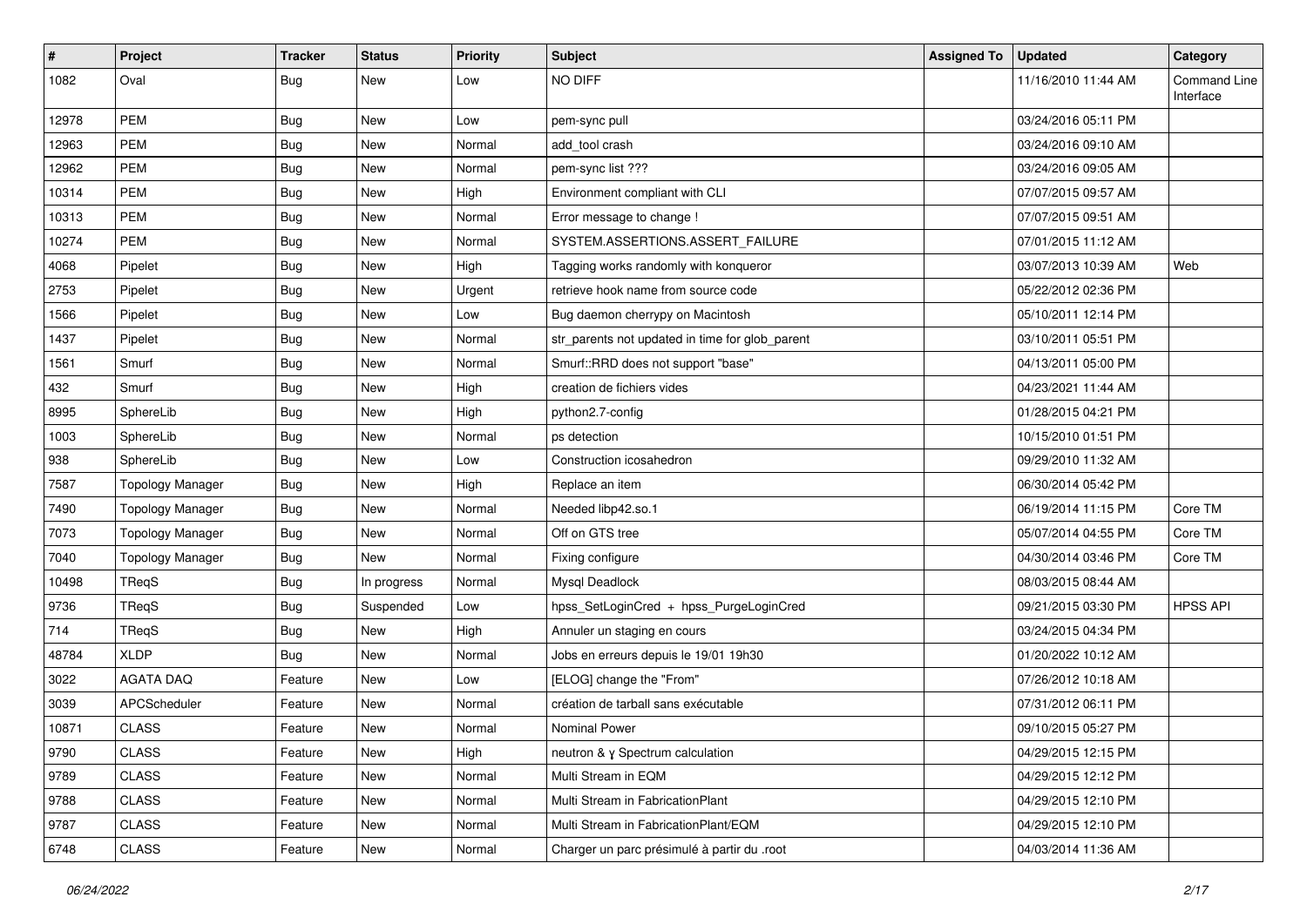| # | Project | Tracker | Status | Priority | Subject | Assigned To | Updated | Category |
|---|---|---|---|---|---|---|---|---|
| 1082 | Oval | Bug | New | Low | NO DIFF | | 11/16/2010 11:44 AM | Command Line Interface |
| 12978 | PEM | Bug | New | Low | pem-sync pull | | 03/24/2016 05:11 PM | |
| 12963 | PEM | Bug | New | Normal | add_tool crash | | 03/24/2016 09:10 AM | |
| 12962 | PEM | Bug | New | Normal | pem-sync list ??? | | 03/24/2016 09:05 AM | |
| 10314 | PEM | Bug | New | High | Environment compliant with CLI | | 07/07/2015 09:57 AM | |
| 10313 | PEM | Bug | New | Normal | Error message to change ! | | 07/07/2015 09:51 AM | |
| 10274 | PEM | Bug | New | Normal | SYSTEM.ASSERTIONS.ASSERT_FAILURE | | 07/01/2015 11:12 AM | |
| 4068 | Pipelet | Bug | New | High | Tagging works randomly with konqueror | | 03/07/2013 10:39 AM | Web |
| 2753 | Pipelet | Bug | New | Urgent | retrieve hook name from source code | | 05/22/2012 02:36 PM | |
| 1566 | Pipelet | Bug | New | Low | Bug daemon cherrypy on Macintosh | | 05/10/2011 12:14 PM | |
| 1437 | Pipelet | Bug | New | Normal | str_parents not updated in time for glob_parent | | 03/10/2011 05:51 PM | |
| 1561 | Smurf | Bug | New | Normal | Smurf::RRD does not support "base" | | 04/13/2011 05:00 PM | |
| 432 | Smurf | Bug | New | High | creation de fichiers vides | | 04/23/2021 11:44 AM | |
| 8995 | SphereLib | Bug | New | High | python2.7-config | | 01/28/2015 04:21 PM | |
| 1003 | SphereLib | Bug | New | Normal | ps detection | | 10/15/2010 01:51 PM | |
| 938 | SphereLib | Bug | New | Low | Construction icosahedron | | 09/29/2010 11:32 AM | |
| 7587 | Topology Manager | Bug | New | High | Replace an item | | 06/30/2014 05:42 PM | |
| 7490 | Topology Manager | Bug | New | Normal | Needed libp42.so.1 | | 06/19/2014 11:15 PM | Core TM |
| 7073 | Topology Manager | Bug | New | Normal | Off on GTS tree | | 05/07/2014 04:55 PM | Core TM |
| 7040 | Topology Manager | Bug | New | Normal | Fixing configure | | 04/30/2014 03:46 PM | Core TM |
| 10498 | TReqS | Bug | In progress | Normal | Mysql Deadlock | | 08/03/2015 08:44 AM | |
| 9736 | TReqS | Bug | Suspended | Low | hpss_SetLoginCred + hpss_PurgeLoginCred | | 09/21/2015 03:30 PM | HPSS API |
| 714 | TReqS | Bug | New | High | Annuler un staging en cours | | 03/24/2015 04:34 PM | |
| 48784 | XLDP | Bug | New | Normal | Jobs en erreurs depuis le 19/01 19h30 | | 01/20/2022 10:12 AM | |
| 3022 | AGATA DAQ | Feature | New | Low | [ELOG] change the "From" | | 07/26/2012 10:18 AM | |
| 3039 | APCScheduler | Feature | New | Normal | création de tarball sans exécutable | | 07/31/2012 06:11 PM | |
| 10871 | CLASS | Feature | New | Normal | Nominal Power | | 09/10/2015 05:27 PM | |
| 9790 | CLASS | Feature | New | High | neutron & γ Spectrum calculation | | 04/29/2015 12:15 PM | |
| 9789 | CLASS | Feature | New | Normal | Multi Stream in EQM | | 04/29/2015 12:12 PM | |
| 9788 | CLASS | Feature | New | Normal | Multi Stream in FabricationPlant | | 04/29/2015 12:10 PM | |
| 9787 | CLASS | Feature | New | Normal | Multi Stream in FabricationPlant/EQM | | 04/29/2015 12:10 PM | |
| 6748 | CLASS | Feature | New | Normal | Charger un parc présimulé à partir du .root | | 04/03/2014 11:36 AM | |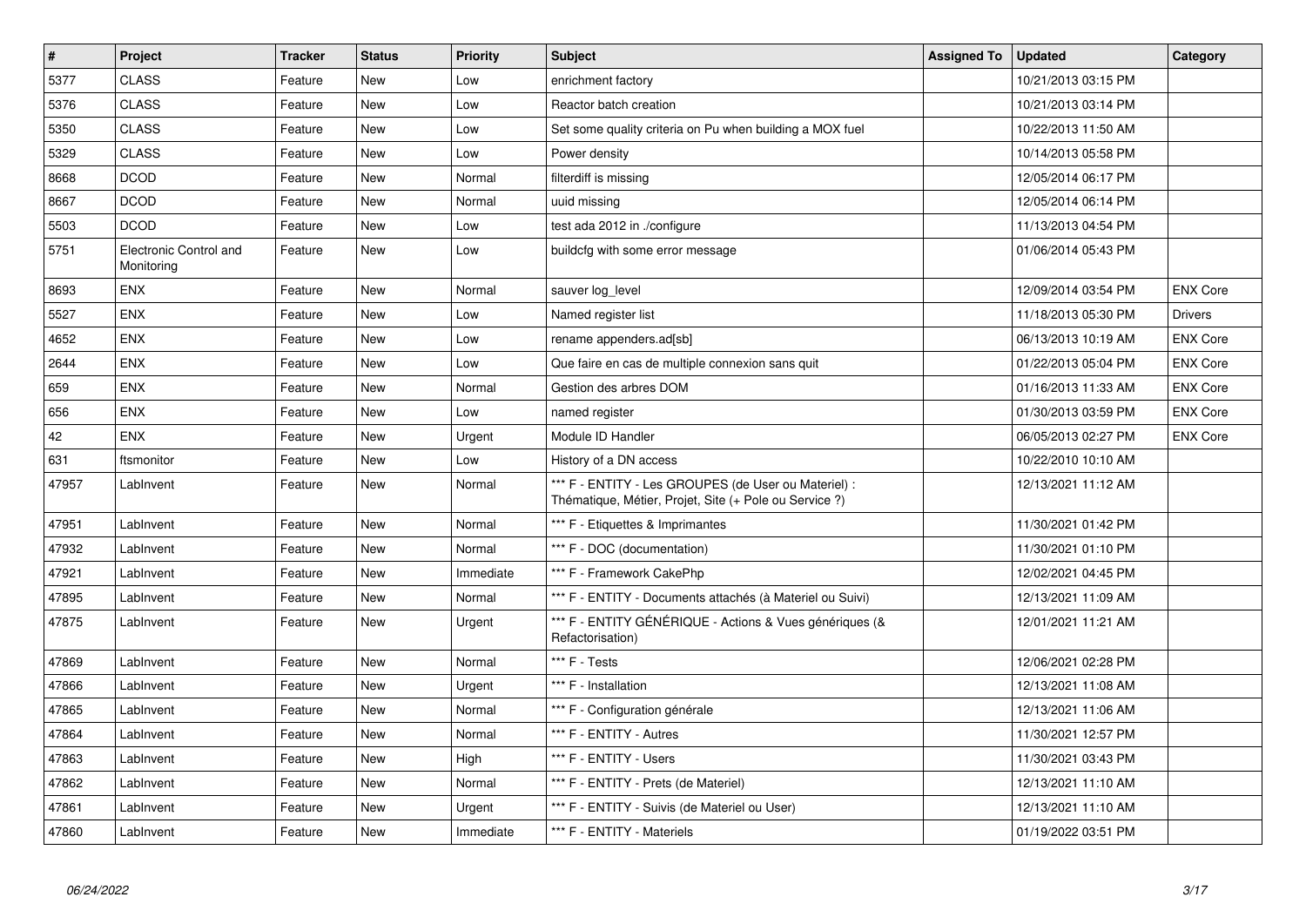| # | Project | Tracker | Status | Priority | Subject | Assigned To | Updated | Category |
|---|---|---|---|---|---|---|---|---|
| 5377 | CLASS | Feature | New | Low | enrichment factory | | 10/21/2013 03:15 PM | |
| 5376 | CLASS | Feature | New | Low | Reactor batch creation | | 10/21/2013 03:14 PM | |
| 5350 | CLASS | Feature | New | Low | Set some quality criteria on Pu when building a MOX fuel | | 10/22/2013 11:50 AM | |
| 5329 | CLASS | Feature | New | Low | Power density | | 10/14/2013 05:58 PM | |
| 8668 | DCOD | Feature | New | Normal | filterdiff is missing | | 12/05/2014 06:17 PM | |
| 8667 | DCOD | Feature | New | Normal | uuid missing | | 12/05/2014 06:14 PM | |
| 5503 | DCOD | Feature | New | Low | test ada 2012 in ./configure | | 11/13/2013 04:54 PM | |
| 5751 | Electronic Control and Monitoring | Feature | New | Low | buildcfg with some error message | | 01/06/2014 05:43 PM | |
| 8693 | ENX | Feature | New | Normal | sauver log_level | | 12/09/2014 03:54 PM | ENX Core |
| 5527 | ENX | Feature | New | Low | Named register list | | 11/18/2013 05:30 PM | Drivers |
| 4652 | ENX | Feature | New | Low | rename appenders.ad[sb] | | 06/13/2013 10:19 AM | ENX Core |
| 2644 | ENX | Feature | New | Low | Que faire en cas de multiple connexion sans quit | | 01/22/2013 05:04 PM | ENX Core |
| 659 | ENX | Feature | New | Normal | Gestion des arbres DOM | | 01/16/2013 11:33 AM | ENX Core |
| 656 | ENX | Feature | New | Low | named register | | 01/30/2013 03:59 PM | ENX Core |
| 42 | ENX | Feature | New | Urgent | Module ID Handler | | 06/05/2013 02:27 PM | ENX Core |
| 631 | ftsmonitor | Feature | New | Low | History of a DN access | | 10/22/2010 10:10 AM | |
| 47957 | LabInvent | Feature | New | Normal | *** F - ENTITY - Les GROUPES (de User ou Materiel) : Thématique, Métier, Projet, Site (+ Pole ou Service ?) | | 12/13/2021 11:12 AM | |
| 47951 | LabInvent | Feature | New | Normal | *** F - Etiquettes & Imprimantes | | 11/30/2021 01:42 PM | |
| 47932 | LabInvent | Feature | New | Normal | *** F - DOC (documentation) | | 11/30/2021 01:10 PM | |
| 47921 | LabInvent | Feature | New | Immediate | *** F - Framework CakePhp | | 12/02/2021 04:45 PM | |
| 47895 | LabInvent | Feature | New | Normal | *** F - ENTITY - Documents attachés (à Materiel ou Suivi) | | 12/13/2021 11:09 AM | |
| 47875 | LabInvent | Feature | New | Urgent | *** F - ENTITY GÉNÉRIQUE - Actions & Vues génériques (& Refactorisation) | | 12/01/2021 11:21 AM | |
| 47869 | LabInvent | Feature | New | Normal | *** F - Tests | | 12/06/2021 02:28 PM | |
| 47866 | LabInvent | Feature | New | Urgent | *** F - Installation | | 12/13/2021 11:08 AM | |
| 47865 | LabInvent | Feature | New | Normal | *** F - Configuration générale | | 12/13/2021 11:06 AM | |
| 47864 | LabInvent | Feature | New | Normal | *** F - ENTITY - Autres | | 11/30/2021 12:57 PM | |
| 47863 | LabInvent | Feature | New | High | *** F - ENTITY - Users | | 11/30/2021 03:43 PM | |
| 47862 | LabInvent | Feature | New | Normal | *** F - ENTITY - Prets (de Materiel) | | 12/13/2021 11:10 AM | |
| 47861 | LabInvent | Feature | New | Urgent | *** F - ENTITY - Suivis (de Materiel ou User) | | 12/13/2021 11:10 AM | |
| 47860 | LabInvent | Feature | New | Immediate | *** F - ENTITY - Materiels | | 01/19/2022 03:51 PM | |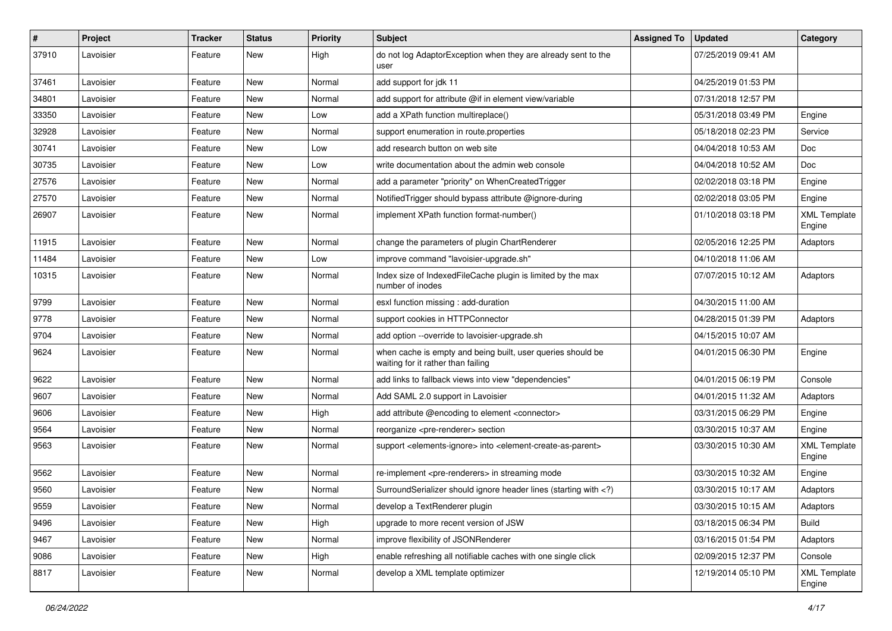| # | Project | Tracker | Status | Priority | Subject | Assigned To | Updated | Category |
|---|---|---|---|---|---|---|---|---|
| 37910 | Lavoisier | Feature | New | High | do not log AdaptorException when they are already sent to the user | | 07/25/2019 09:41 AM | |
| 37461 | Lavoisier | Feature | New | Normal | add support for jdk 11 | | 04/25/2019 01:53 PM | |
| 34801 | Lavoisier | Feature | New | Normal | add support for attribute @if in element view/variable | | 07/31/2018 12:57 PM | |
| 33350 | Lavoisier | Feature | New | Low | add a XPath function multireplace() | | 05/31/2018 03:49 PM | Engine |
| 32928 | Lavoisier | Feature | New | Normal | support enumeration in route.properties | | 05/18/2018 02:23 PM | Service |
| 30741 | Lavoisier | Feature | New | Low | add research button on web site | | 04/04/2018 10:53 AM | Doc |
| 30735 | Lavoisier | Feature | New | Low | write documentation about the admin web console | | 04/04/2018 10:52 AM | Doc |
| 27576 | Lavoisier | Feature | New | Normal | add a parameter "priority" on WhenCreatedTrigger | | 02/02/2018 03:18 PM | Engine |
| 27570 | Lavoisier | Feature | New | Normal | NotifiedTrigger should bypass attribute @ignore-during | | 02/02/2018 03:05 PM | Engine |
| 26907 | Lavoisier | Feature | New | Normal | implement XPath function format-number() | | 01/10/2018 03:18 PM | XML Template Engine |
| 11915 | Lavoisier | Feature | New | Normal | change the parameters of plugin ChartRenderer | | 02/05/2016 12:25 PM | Adaptors |
| 11484 | Lavoisier | Feature | New | Low | improve command "lavoisier-upgrade.sh" | | 04/10/2018 11:06 AM | |
| 10315 | Lavoisier | Feature | New | Normal | Index size of IndexedFileCache plugin is limited by the max number of inodes | | 07/07/2015 10:12 AM | Adaptors |
| 9799 | Lavoisier | Feature | New | Normal | esxl function missing : add-duration | | 04/30/2015 11:00 AM | |
| 9778 | Lavoisier | Feature | New | Normal | support cookies in HTTPConnector | | 04/28/2015 01:39 PM | Adaptors |
| 9704 | Lavoisier | Feature | New | Normal | add option --override to lavoisier-upgrade.sh | | 04/15/2015 10:07 AM | |
| 9624 | Lavoisier | Feature | New | Normal | when cache is empty and being built, user queries should be waiting for it rather than failing | | 04/01/2015 06:30 PM | Engine |
| 9622 | Lavoisier | Feature | New | Normal | add links to fallback views into view "dependencies" | | 04/01/2015 06:19 PM | Console |
| 9607 | Lavoisier | Feature | New | Normal | Add SAML 2.0 support in Lavoisier | | 04/01/2015 11:32 AM | Adaptors |
| 9606 | Lavoisier | Feature | New | High | add attribute @encoding to element <connector> | | 03/31/2015 06:29 PM | Engine |
| 9564 | Lavoisier | Feature | New | Normal | reorganize <pre-renderer> section | | 03/30/2015 10:37 AM | Engine |
| 9563 | Lavoisier | Feature | New | Normal | support <elements-ignore> into <element-create-as-parent> | | 03/30/2015 10:30 AM | XML Template Engine |
| 9562 | Lavoisier | Feature | New | Normal | re-implement <pre-renderers> in streaming mode | | 03/30/2015 10:32 AM | Engine |
| 9560 | Lavoisier | Feature | New | Normal | SurroundSerializer should ignore header lines (starting with <?) | | 03/30/2015 10:17 AM | Adaptors |
| 9559 | Lavoisier | Feature | New | Normal | develop a TextRenderer plugin | | 03/30/2015 10:15 AM | Adaptors |
| 9496 | Lavoisier | Feature | New | High | upgrade to more recent version of JSW | | 03/18/2015 06:34 PM | Build |
| 9467 | Lavoisier | Feature | New | Normal | improve flexibility of JSONRenderer | | 03/16/2015 01:54 PM | Adaptors |
| 9086 | Lavoisier | Feature | New | High | enable refreshing all notifiable caches with one single click | | 02/09/2015 12:37 PM | Console |
| 8817 | Lavoisier | Feature | New | Normal | develop a XML template optimizer | | 12/19/2014 05:10 PM | XML Template Engine |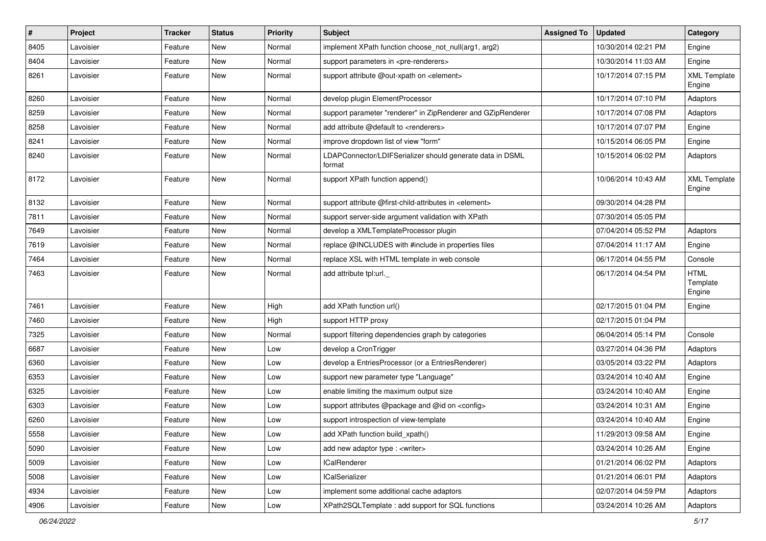| # | Project | Tracker | Status | Priority | Subject | Assigned To | Updated | Category |
|---|---|---|---|---|---|---|---|---|
| 8405 | Lavoisier | Feature | New | Normal | implement XPath function choose_not_null(arg1, arg2) | | 10/30/2014 02:21 PM | Engine |
| 8404 | Lavoisier | Feature | New | Normal | support parameters in <pre-renderers> | | 10/30/2014 11:03 AM | Engine |
| 8261 | Lavoisier | Feature | New | Normal | support attribute @out-xpath on <element> | | 10/17/2014 07:15 PM | XML Template Engine |
| 8260 | Lavoisier | Feature | New | Normal | develop plugin ElementProcessor | | 10/17/2014 07:10 PM | Adaptors |
| 8259 | Lavoisier | Feature | New | Normal | support parameter "renderer" in ZipRenderer and GZipRenderer | | 10/17/2014 07:08 PM | Adaptors |
| 8258 | Lavoisier | Feature | New | Normal | add attribute @default to <renderers> | | 10/17/2014 07:07 PM | Engine |
| 8241 | Lavoisier | Feature | New | Normal | improve dropdown list of view "form" | | 10/15/2014 06:05 PM | Engine |
| 8240 | Lavoisier | Feature | New | Normal | LDAPConnector/LDIFSerializer should generate data in DSML format | | 10/15/2014 06:02 PM | Adaptors |
| 8172 | Lavoisier | Feature | New | Normal | support XPath function append() | | 10/06/2014 10:43 AM | XML Template Engine |
| 8132 | Lavoisier | Feature | New | Normal | support attribute @first-child-attributes in <element> | | 09/30/2014 04:28 PM | |
| 7811 | Lavoisier | Feature | New | Normal | support server-side argument validation with XPath | | 07/30/2014 05:05 PM | |
| 7649 | Lavoisier | Feature | New | Normal | develop a XMLTemplateProcessor plugin | | 07/04/2014 05:52 PM | Adaptors |
| 7619 | Lavoisier | Feature | New | Normal | replace @INCLUDES with #include in properties files | | 07/04/2014 11:17 AM | Engine |
| 7464 | Lavoisier | Feature | New | Normal | replace XSL with HTML template in web console | | 06/17/2014 04:55 PM | Console |
| 7463 | Lavoisier | Feature | New | Normal | add attribute tpl:url._ | | 06/17/2014 04:54 PM | HTML Template Engine |
| 7461 | Lavoisier | Feature | New | High | add XPath function url() | | 02/17/2015 01:04 PM | Engine |
| 7460 | Lavoisier | Feature | New | High | support HTTP proxy | | 02/17/2015 01:04 PM | |
| 7325 | Lavoisier | Feature | New | Normal | support filtering dependencies graph by categories | | 06/04/2014 05:14 PM | Console |
| 6687 | Lavoisier | Feature | New | Low | develop a CronTrigger | | 03/27/2014 04:36 PM | Adaptors |
| 6360 | Lavoisier | Feature | New | Low | develop a EntriesProcessor (or a EntriesRenderer) | | 03/05/2014 03:22 PM | Adaptors |
| 6353 | Lavoisier | Feature | New | Low | support new parameter type "Language" | | 03/24/2014 10:40 AM | Engine |
| 6325 | Lavoisier | Feature | New | Low | enable limiting the maximum output size | | 03/24/2014 10:40 AM | Engine |
| 6303 | Lavoisier | Feature | New | Low | support attributes @package and @id on <config> | | 03/24/2014 10:31 AM | Engine |
| 6260 | Lavoisier | Feature | New | Low | support introspection of view-template | | 03/24/2014 10:40 AM | Engine |
| 5558 | Lavoisier | Feature | New | Low | add XPath function build_xpath() | | 11/29/2013 09:58 AM | Engine |
| 5090 | Lavoisier | Feature | New | Low | add new adaptor type : <writer> | | 03/24/2014 10:26 AM | Engine |
| 5009 | Lavoisier | Feature | New | Low | ICalRenderer | | 01/21/2014 06:02 PM | Adaptors |
| 5008 | Lavoisier | Feature | New | Low | ICalSerializer | | 01/21/2014 06:01 PM | Adaptors |
| 4934 | Lavoisier | Feature | New | Low | implement some additional cache adaptors | | 02/07/2014 04:59 PM | Adaptors |
| 4906 | Lavoisier | Feature | New | Low | XPath2SQLTemplate : add support for SQL functions | | 03/24/2014 10:26 AM | Adaptors |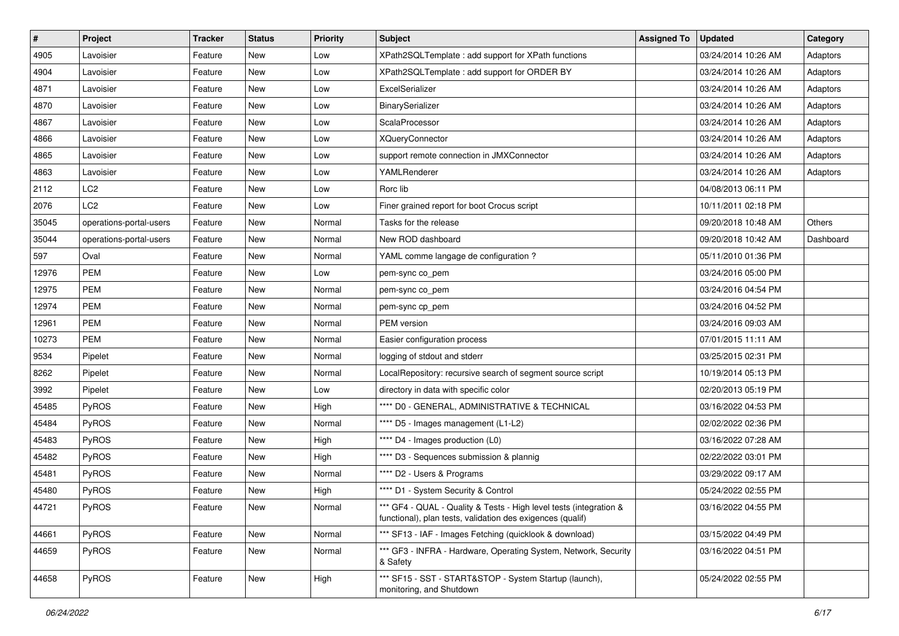| # | Project | Tracker | Status | Priority | Subject | Assigned To | Updated | Category |
|---|---|---|---|---|---|---|---|---|
| 4905 | Lavoisier | Feature | New | Low | XPath2SQLTemplate : add support for XPath functions | | 03/24/2014 10:26 AM | Adaptors |
| 4904 | Lavoisier | Feature | New | Low | XPath2SQLTemplate : add support for ORDER BY | | 03/24/2014 10:26 AM | Adaptors |
| 4871 | Lavoisier | Feature | New | Low | ExcelSerializer | | 03/24/2014 10:26 AM | Adaptors |
| 4870 | Lavoisier | Feature | New | Low | BinarySerializer | | 03/24/2014 10:26 AM | Adaptors |
| 4867 | Lavoisier | Feature | New | Low | ScalaProcessor | | 03/24/2014 10:26 AM | Adaptors |
| 4866 | Lavoisier | Feature | New | Low | XQueryConnector | | 03/24/2014 10:26 AM | Adaptors |
| 4865 | Lavoisier | Feature | New | Low | support remote connection in JMXConnector | | 03/24/2014 10:26 AM | Adaptors |
| 4863 | Lavoisier | Feature | New | Low | YAMLRenderer | | 03/24/2014 10:26 AM | Adaptors |
| 2112 | LC2 | Feature | New | Low | Rorc lib | | 04/08/2013 06:11 PM | |
| 2076 | LC2 | Feature | New | Low | Finer grained report for boot Crocus script | | 10/11/2011 02:18 PM | |
| 35045 | operations-portal-users | Feature | New | Normal | Tasks for the release | | 09/20/2018 10:48 AM | Others |
| 35044 | operations-portal-users | Feature | New | Normal | New ROD dashboard | | 09/20/2018 10:42 AM | Dashboard |
| 597 | Oval | Feature | New | Normal | YAML comme langage de configuration ? | | 05/11/2010 01:36 PM | |
| 12976 | PEM | Feature | New | Low | pem-sync co_pem | | 03/24/2016 05:00 PM | |
| 12975 | PEM | Feature | New | Normal | pem-sync co_pem | | 03/24/2016 04:54 PM | |
| 12974 | PEM | Feature | New | Normal | pem-sync cp_pem | | 03/24/2016 04:52 PM | |
| 12961 | PEM | Feature | New | Normal | PEM version | | 03/24/2016 09:03 AM | |
| 10273 | PEM | Feature | New | Normal | Easier configuration process | | 07/01/2015 11:11 AM | |
| 9534 | Pipelet | Feature | New | Normal | logging of stdout and stderr | | 03/25/2015 02:31 PM | |
| 8262 | Pipelet | Feature | New | Normal | LocalRepository: recursive search of segment source script | | 10/19/2014 05:13 PM | |
| 3992 | Pipelet | Feature | New | Low | directory in data with specific color | | 02/20/2013 05:19 PM | |
| 45485 | PyROS | Feature | New | High | **** D0 - GENERAL, ADMINISTRATIVE & TECHNICAL | | 03/16/2022 04:53 PM | |
| 45484 | PyROS | Feature | New | Normal | **** D5 - Images management (L1-L2) | | 02/02/2022 02:36 PM | |
| 45483 | PyROS | Feature | New | High | **** D4 - Images production (L0) | | 03/16/2022 07:28 AM | |
| 45482 | PyROS | Feature | New | High | **** D3 - Sequences submission & plannig | | 02/22/2022 03:01 PM | |
| 45481 | PyROS | Feature | New | Normal | **** D2 - Users & Programs | | 03/29/2022 09:17 AM | |
| 45480 | PyROS | Feature | New | High | **** D1 - System Security & Control | | 05/24/2022 02:55 PM | |
| 44721 | PyROS | Feature | New | Normal | *** GF4 - QUAL - Quality & Tests - High level tests (integration & functional), plan tests, validation des exigences (qualif) | | 03/16/2022 04:55 PM | |
| 44661 | PyROS | Feature | New | Normal | *** SF13 - IAF - Images Fetching (quicklook & download) | | 03/15/2022 04:49 PM | |
| 44659 | PyROS | Feature | New | Normal | *** GF3 - INFRA - Hardware, Operating System, Network, Security & Safety | | 03/16/2022 04:51 PM | |
| 44658 | PyROS | Feature | New | High | *** SF15 - SST - START&STOP - System Startup (launch), monitoring, and Shutdown | | 05/24/2022 02:55 PM | |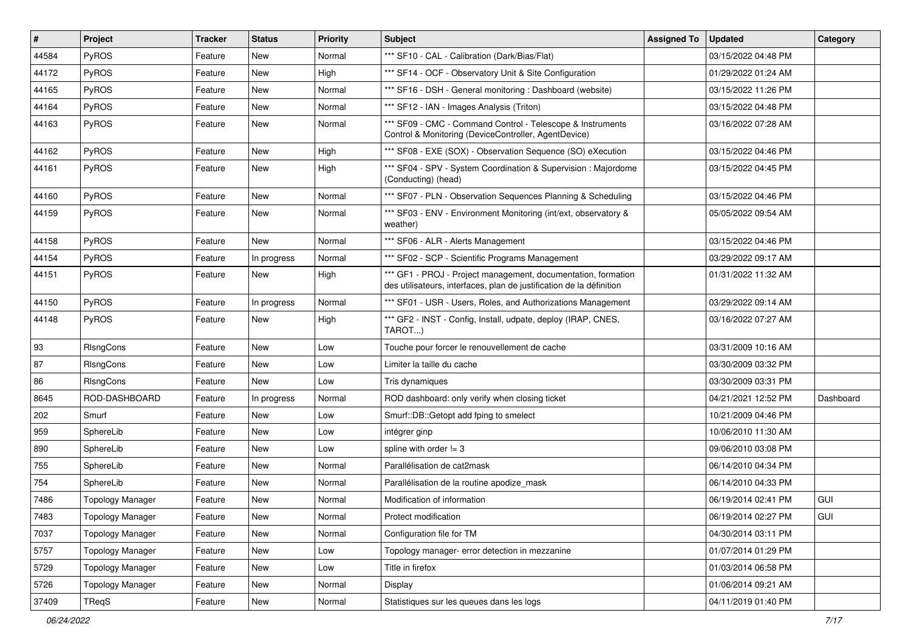| # | Project | Tracker | Status | Priority | Subject | Assigned To | Updated | Category |
|---|---|---|---|---|---|---|---|---|
| 44584 | PyROS | Feature | New | Normal | *** SF10 - CAL - Calibration (Dark/Bias/Flat) | | 03/15/2022 04:48 PM | |
| 44172 | PyROS | Feature | New | High | *** SF14 - OCF - Observatory Unit & Site Configuration | | 01/29/2022 01:24 AM | |
| 44165 | PyROS | Feature | New | Normal | *** SF16 - DSH - General monitoring : Dashboard (website) | | 03/15/2022 11:26 PM | |
| 44164 | PyROS | Feature | New | Normal | *** SF12 - IAN - Images Analysis (Triton) | | 03/15/2022 04:48 PM | |
| 44163 | PyROS | Feature | New | Normal | *** SF09 - CMC - Command Control - Telescope & Instruments Control & Monitoring (DeviceController, AgentDevice) | | 03/16/2022 07:28 AM | |
| 44162 | PyROS | Feature | New | High | *** SF08 - EXE (SOX) - Observation Sequence (SO) eXecution | | 03/15/2022 04:46 PM | |
| 44161 | PyROS | Feature | New | High | *** SF04 - SPV - System Coordination & Supervision : Majordome (Conducting) (head) | | 03/15/2022 04:45 PM | |
| 44160 | PyROS | Feature | New | Normal | *** SF07 - PLN - Observation Sequences Planning & Scheduling | | 03/15/2022 04:46 PM | |
| 44159 | PyROS | Feature | New | Normal | *** SF03 - ENV - Environment Monitoring (int/ext, observatory & weather) | | 05/05/2022 09:54 AM | |
| 44158 | PyROS | Feature | New | Normal | *** SF06 - ALR - Alerts Management | | 03/15/2022 04:46 PM | |
| 44154 | PyROS | Feature | In progress | Normal | *** SF02 - SCP - Scientific Programs Management | | 03/29/2022 09:17 AM | |
| 44151 | PyROS | Feature | New | High | *** GF1 - PROJ - Project management, documentation, formation des utilisateurs, interfaces, plan de justification de la définition | | 01/31/2022 11:32 AM | |
| 44150 | PyROS | Feature | In progress | Normal | *** SF01 - USR - Users, Roles, and Authorizations Management | | 03/29/2022 09:14 AM | |
| 44148 | PyROS | Feature | New | High | *** GF2 - INST - Config, Install, udpate, deploy (IRAP, CNES, TAROT...) | | 03/16/2022 07:27 AM | |
| 93 | RlsngCons | Feature | New | Low | Touche pour forcer le renouvellement de cache | | 03/31/2009 10:16 AM | |
| 87 | RlsngCons | Feature | New | Low | Limiter la taille du cache | | 03/30/2009 03:32 PM | |
| 86 | RlsngCons | Feature | New | Low | Tris dynamiques | | 03/30/2009 03:31 PM | |
| 8645 | ROD-DASHBOARD | Feature | In progress | Normal | ROD dashboard: only verify when closing ticket | | 04/21/2021 12:52 PM | Dashboard |
| 202 | Smurf | Feature | New | Low | Smurf::DB::Getopt add fping to smelect | | 10/21/2009 04:46 PM | |
| 959 | SphereLib | Feature | New | Low | intégrer ginp | | 10/06/2010 11:30 AM | |
| 890 | SphereLib | Feature | New | Low | spline with order != 3 | | 09/06/2010 03:08 PM | |
| 755 | SphereLib | Feature | New | Normal | Parallélisation de cat2mask | | 06/14/2010 04:34 PM | |
| 754 | SphereLib | Feature | New | Normal | Parallélisation de la routine apodize_mask | | 06/14/2010 04:33 PM | |
| 7486 | Topology Manager | Feature | New | Normal | Modification of information | | 06/19/2014 02:41 PM | GUI |
| 7483 | Topology Manager | Feature | New | Normal | Protect modification | | 06/19/2014 02:27 PM | GUI |
| 7037 | Topology Manager | Feature | New | Normal | Configuration file for TM | | 04/30/2014 03:11 PM | |
| 5757 | Topology Manager | Feature | New | Low | Topology manager- error detection in mezzanine | | 01/07/2014 01:29 PM | |
| 5729 | Topology Manager | Feature | New | Low | Title in firefox | | 01/03/2014 06:58 PM | |
| 5726 | Topology Manager | Feature | New | Normal | Display | | 01/06/2014 09:21 AM | |
| 37409 | TReqS | Feature | New | Normal | Statistiques sur les queues dans les logs | | 04/11/2019 01:40 PM | |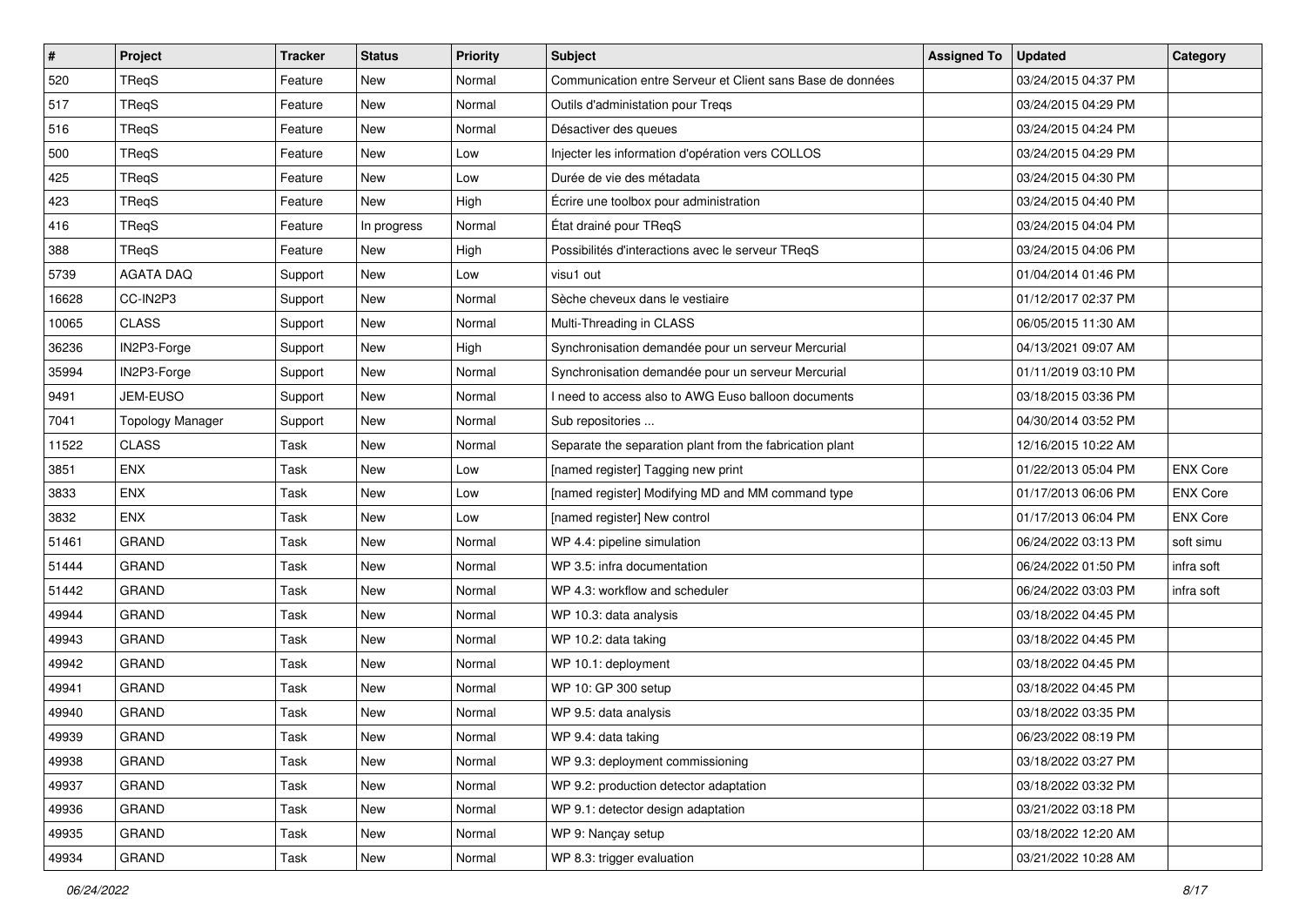| # | Project | Tracker | Status | Priority | Subject | Assigned To | Updated | Category |
|---|---|---|---|---|---|---|---|---|
| 520 | TReqS | Feature | New | Normal | Communication entre Serveur et Client sans Base de données | | 03/24/2015 04:37 PM | |
| 517 | TReqS | Feature | New | Normal | Outils d'administation pour Treqs | | 03/24/2015 04:29 PM | |
| 516 | TReqS | Feature | New | Normal | Désactiver des queues | | 03/24/2015 04:24 PM | |
| 500 | TReqS | Feature | New | Low | Injecter les information d'opération vers COLLOS | | 03/24/2015 04:29 PM | |
| 425 | TReqS | Feature | New | Low | Durée de vie des métadata | | 03/24/2015 04:30 PM | |
| 423 | TReqS | Feature | New | High | Écrire une toolbox pour administration | | 03/24/2015 04:40 PM | |
| 416 | TReqS | Feature | In progress | Normal | État drainé pour TReqS | | 03/24/2015 04:04 PM | |
| 388 | TReqS | Feature | New | High | Possibilités d'interactions avec le serveur TReqS | | 03/24/2015 04:06 PM | |
| 5739 | AGATA DAQ | Support | New | Low | visu1 out | | 01/04/2014 01:46 PM | |
| 16628 | CC-IN2P3 | Support | New | Normal | Sèche cheveux dans le vestiaire | | 01/12/2017 02:37 PM | |
| 10065 | CLASS | Support | New | Normal | Multi-Threading in CLASS | | 06/05/2015 11:30 AM | |
| 36236 | IN2P3-Forge | Support | New | High | Synchronisation demandée pour un serveur Mercurial | | 04/13/2021 09:07 AM | |
| 35994 | IN2P3-Forge | Support | New | Normal | Synchronisation demandée pour un serveur Mercurial | | 01/11/2019 03:10 PM | |
| 9491 | JEM-EUSO | Support | New | Normal | I need to access also to AWG Euso balloon documents | | 03/18/2015 03:36 PM | |
| 7041 | Topology Manager | Support | New | Normal | Sub repositories ... | | 04/30/2014 03:52 PM | |
| 11522 | CLASS | Task | New | Normal | Separate the separation plant from the fabrication plant | | 12/16/2015 10:22 AM | |
| 3851 | ENX | Task | New | Low | [named register] Tagging new print | | 01/22/2013 05:04 PM | ENX Core |
| 3833 | ENX | Task | New | Low | [named register] Modifying MD and MM command type | | 01/17/2013 06:06 PM | ENX Core |
| 3832 | ENX | Task | New | Low | [named register] New control | | 01/17/2013 06:04 PM | ENX Core |
| 51461 | GRAND | Task | New | Normal | WP 4.4: pipeline simulation | | 06/24/2022 03:13 PM | soft simu |
| 51444 | GRAND | Task | New | Normal | WP 3.5: infra documentation | | 06/24/2022 01:50 PM | infra soft |
| 51442 | GRAND | Task | New | Normal | WP 4.3: workflow and scheduler | | 06/24/2022 03:03 PM | infra soft |
| 49944 | GRAND | Task | New | Normal | WP 10.3: data analysis | | 03/18/2022 04:45 PM | |
| 49943 | GRAND | Task | New | Normal | WP 10.2: data taking | | 03/18/2022 04:45 PM | |
| 49942 | GRAND | Task | New | Normal | WP 10.1: deployment | | 03/18/2022 04:45 PM | |
| 49941 | GRAND | Task | New | Normal | WP 10: GP 300 setup | | 03/18/2022 04:45 PM | |
| 49940 | GRAND | Task | New | Normal | WP 9.5: data analysis | | 03/18/2022 03:35 PM | |
| 49939 | GRAND | Task | New | Normal | WP 9.4: data taking | | 06/23/2022 08:19 PM | |
| 49938 | GRAND | Task | New | Normal | WP 9.3: deployment commissioning | | 03/18/2022 03:27 PM | |
| 49937 | GRAND | Task | New | Normal | WP 9.2: production detector adaptation | | 03/18/2022 03:32 PM | |
| 49936 | GRAND | Task | New | Normal | WP 9.1: detector design adaptation | | 03/21/2022 03:18 PM | |
| 49935 | GRAND | Task | New | Normal | WP 9: Nançay setup | | 03/18/2022 12:20 AM | |
| 49934 | GRAND | Task | New | Normal | WP 8.3: trigger evaluation | | 03/21/2022 10:28 AM | |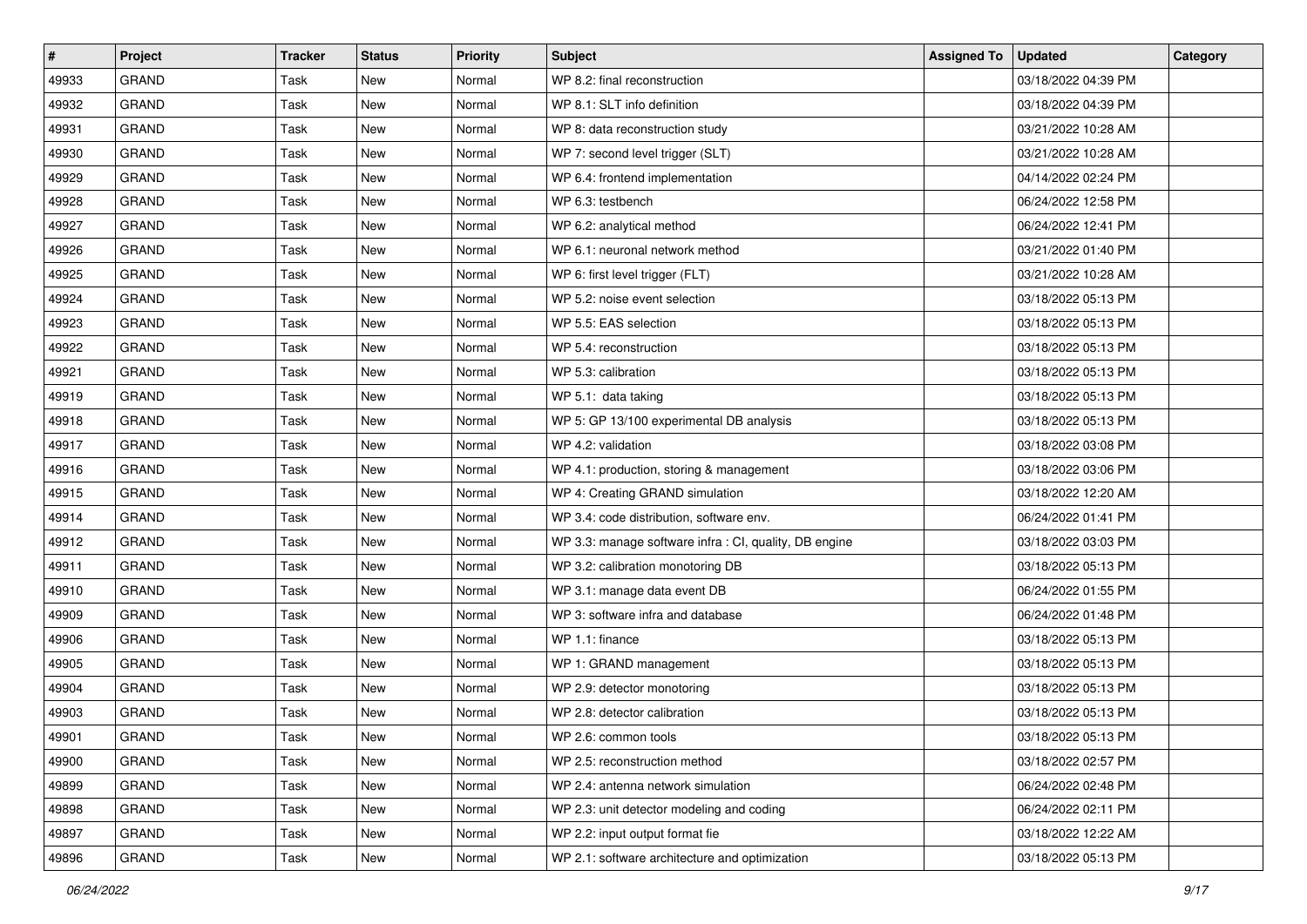| # | Project | Tracker | Status | Priority | Subject | Assigned To | Updated | Category |
|---|---|---|---|---|---|---|---|---|
| 49933 | GRAND | Task | New | Normal | WP 8.2: final reconstruction | | 03/18/2022 04:39 PM | |
| 49932 | GRAND | Task | New | Normal | WP 8.1: SLT info definition | | 03/18/2022 04:39 PM | |
| 49931 | GRAND | Task | New | Normal | WP 8: data reconstruction study | | 03/21/2022 10:28 AM | |
| 49930 | GRAND | Task | New | Normal | WP 7: second level trigger (SLT) | | 03/21/2022 10:28 AM | |
| 49929 | GRAND | Task | New | Normal | WP 6.4: frontend implementation | | 04/14/2022 02:24 PM | |
| 49928 | GRAND | Task | New | Normal | WP 6.3: testbench | | 06/24/2022 12:58 PM | |
| 49927 | GRAND | Task | New | Normal | WP 6.2: analytical method | | 06/24/2022 12:41 PM | |
| 49926 | GRAND | Task | New | Normal | WP 6.1: neuronal network method | | 03/21/2022 01:40 PM | |
| 49925 | GRAND | Task | New | Normal | WP 6: first level trigger (FLT) | | 03/21/2022 10:28 AM | |
| 49924 | GRAND | Task | New | Normal | WP 5.2: noise event selection | | 03/18/2022 05:13 PM | |
| 49923 | GRAND | Task | New | Normal | WP 5.5: EAS selection | | 03/18/2022 05:13 PM | |
| 49922 | GRAND | Task | New | Normal | WP 5.4: reconstruction | | 03/18/2022 05:13 PM | |
| 49921 | GRAND | Task | New | Normal | WP 5.3: calibration | | 03/18/2022 05:13 PM | |
| 49919 | GRAND | Task | New | Normal | WP 5.1: data taking | | 03/18/2022 05:13 PM | |
| 49918 | GRAND | Task | New | Normal | WP 5: GP 13/100 experimental DB analysis | | 03/18/2022 05:13 PM | |
| 49917 | GRAND | Task | New | Normal | WP 4.2: validation | | 03/18/2022 03:08 PM | |
| 49916 | GRAND | Task | New | Normal | WP 4.1: production, storing & management | | 03/18/2022 03:06 PM | |
| 49915 | GRAND | Task | New | Normal | WP 4: Creating GRAND simulation | | 03/18/2022 12:20 AM | |
| 49914 | GRAND | Task | New | Normal | WP 3.4: code distribution, software env. | | 06/24/2022 01:41 PM | |
| 49912 | GRAND | Task | New | Normal | WP 3.3: manage software infra : CI, quality, DB engine | | 03/18/2022 03:03 PM | |
| 49911 | GRAND | Task | New | Normal | WP 3.2: calibration monotoring DB | | 03/18/2022 05:13 PM | |
| 49910 | GRAND | Task | New | Normal | WP 3.1: manage data event DB | | 06/24/2022 01:55 PM | |
| 49909 | GRAND | Task | New | Normal | WP 3: software infra and database | | 06/24/2022 01:48 PM | |
| 49906 | GRAND | Task | New | Normal | WP 1.1: finance | | 03/18/2022 05:13 PM | |
| 49905 | GRAND | Task | New | Normal | WP 1: GRAND management | | 03/18/2022 05:13 PM | |
| 49904 | GRAND | Task | New | Normal | WP 2.9: detector monotoring | | 03/18/2022 05:13 PM | |
| 49903 | GRAND | Task | New | Normal | WP 2.8: detector calibration | | 03/18/2022 05:13 PM | |
| 49901 | GRAND | Task | New | Normal | WP 2.6: common tools | | 03/18/2022 05:13 PM | |
| 49900 | GRAND | Task | New | Normal | WP 2.5: reconstruction method | | 03/18/2022 02:57 PM | |
| 49899 | GRAND | Task | New | Normal | WP 2.4: antenna network simulation | | 06/24/2022 02:48 PM | |
| 49898 | GRAND | Task | New | Normal | WP 2.3: unit detector modeling and coding | | 06/24/2022 02:11 PM | |
| 49897 | GRAND | Task | New | Normal | WP 2.2: input output format fie | | 03/18/2022 12:22 AM | |
| 49896 | GRAND | Task | New | Normal | WP 2.1: software architecture and optimization | | 03/18/2022 05:13 PM | |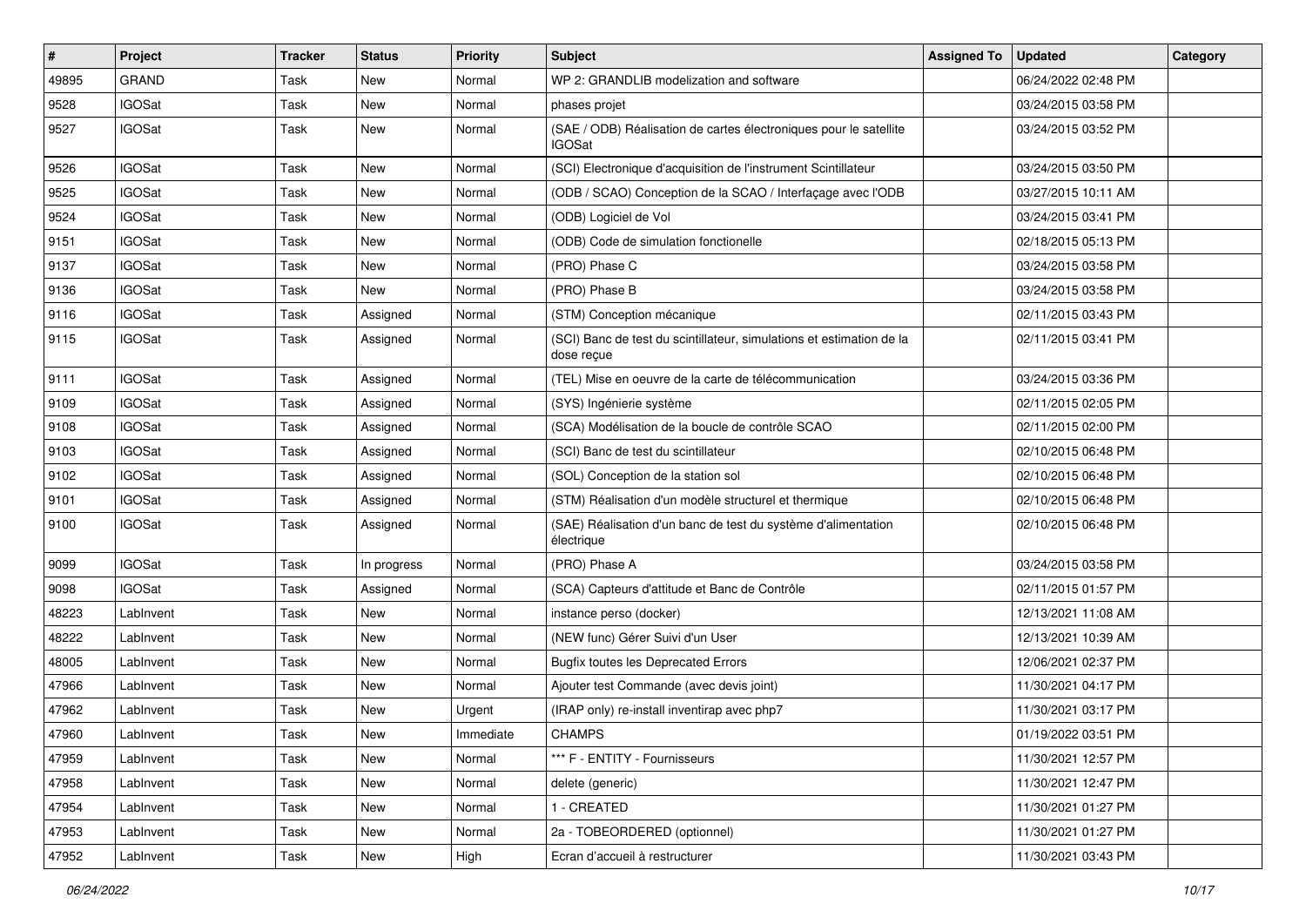| # | Project | Tracker | Status | Priority | Subject | Assigned To | Updated | Category |
|---|---|---|---|---|---|---|---|---|
| 49895 | GRAND | Task | New | Normal | WP 2: GRANDLIB modelization and software | | 06/24/2022 02:48 PM | |
| 9528 | IGOSat | Task | New | Normal | phases projet | | 03/24/2015 03:58 PM | |
| 9527 | IGOSat | Task | New | Normal | (SAE / ODB) Réalisation de cartes électroniques pour le satellite IGOSat | | 03/24/2015 03:52 PM | |
| 9526 | IGOSat | Task | New | Normal | (SCI) Electronique d'acquisition de l'instrument Scintillateur | | 03/24/2015 03:50 PM | |
| 9525 | IGOSat | Task | New | Normal | (ODB / SCAO) Conception de la SCAO / Interfaçage avec l'ODB | | 03/27/2015 10:11 AM | |
| 9524 | IGOSat | Task | New | Normal | (ODB) Logiciel de Vol | | 03/24/2015 03:41 PM | |
| 9151 | IGOSat | Task | New | Normal | (ODB) Code de simulation fonctionelle | | 02/18/2015 05:13 PM | |
| 9137 | IGOSat | Task | New | Normal | (PRO) Phase C | | 03/24/2015 03:58 PM | |
| 9136 | IGOSat | Task | New | Normal | (PRO) Phase B | | 03/24/2015 03:58 PM | |
| 9116 | IGOSat | Task | Assigned | Normal | (STM) Conception mécanique | | 02/11/2015 03:43 PM | |
| 9115 | IGOSat | Task | Assigned | Normal | (SCI) Banc de test du scintillateur, simulations et estimation de la dose reçue | | 02/11/2015 03:41 PM | |
| 9111 | IGOSat | Task | Assigned | Normal | (TEL) Mise en oeuvre de la carte de télécommunication | | 03/24/2015 03:36 PM | |
| 9109 | IGOSat | Task | Assigned | Normal | (SYS) Ingénierie système | | 02/11/2015 02:05 PM | |
| 9108 | IGOSat | Task | Assigned | Normal | (SCA) Modélisation de la boucle de contrôle SCAO | | 02/11/2015 02:00 PM | |
| 9103 | IGOSat | Task | Assigned | Normal | (SCI) Banc de test du scintillateur | | 02/10/2015 06:48 PM | |
| 9102 | IGOSat | Task | Assigned | Normal | (SOL) Conception de la station sol | | 02/10/2015 06:48 PM | |
| 9101 | IGOSat | Task | Assigned | Normal | (STM) Réalisation d'un modèle structurel et thermique | | 02/10/2015 06:48 PM | |
| 9100 | IGOSat | Task | Assigned | Normal | (SAE) Réalisation d'un banc de test du système d'alimentation électrique | | 02/10/2015 06:48 PM | |
| 9099 | IGOSat | Task | In progress | Normal | (PRO) Phase A | | 03/24/2015 03:58 PM | |
| 9098 | IGOSat | Task | Assigned | Normal | (SCA) Capteurs d'attitude et Banc de Contrôle | | 02/11/2015 01:57 PM | |
| 48223 | LabInvent | Task | New | Normal | instance perso (docker) | | 12/13/2021 11:08 AM | |
| 48222 | LabInvent | Task | New | Normal | (NEW func) Gérer Suivi d'un User | | 12/13/2021 10:39 AM | |
| 48005 | LabInvent | Task | New | Normal | Bugfix toutes les Deprecated Errors | | 12/06/2021 02:37 PM | |
| 47966 | LabInvent | Task | New | Normal | Ajouter test Commande (avec devis joint) | | 11/30/2021 04:17 PM | |
| 47962 | LabInvent | Task | New | Urgent | (IRAP only) re-install inventirap avec php7 | | 11/30/2021 03:17 PM | |
| 47960 | LabInvent | Task | New | Immediate | CHAMPS | | 01/19/2022 03:51 PM | |
| 47959 | LabInvent | Task | New | Normal | *** F - ENTITY - Fournisseurs | | 11/30/2021 12:57 PM | |
| 47958 | LabInvent | Task | New | Normal | delete (generic) | | 11/30/2021 12:47 PM | |
| 47954 | LabInvent | Task | New | Normal | 1 - CREATED | | 11/30/2021 01:27 PM | |
| 47953 | LabInvent | Task | New | Normal | 2a - TOBEORDERED (optionnel) | | 11/30/2021 01:27 PM | |
| 47952 | LabInvent | Task | New | High | Ecran d'accueil à restructurer | | 11/30/2021 03:43 PM | |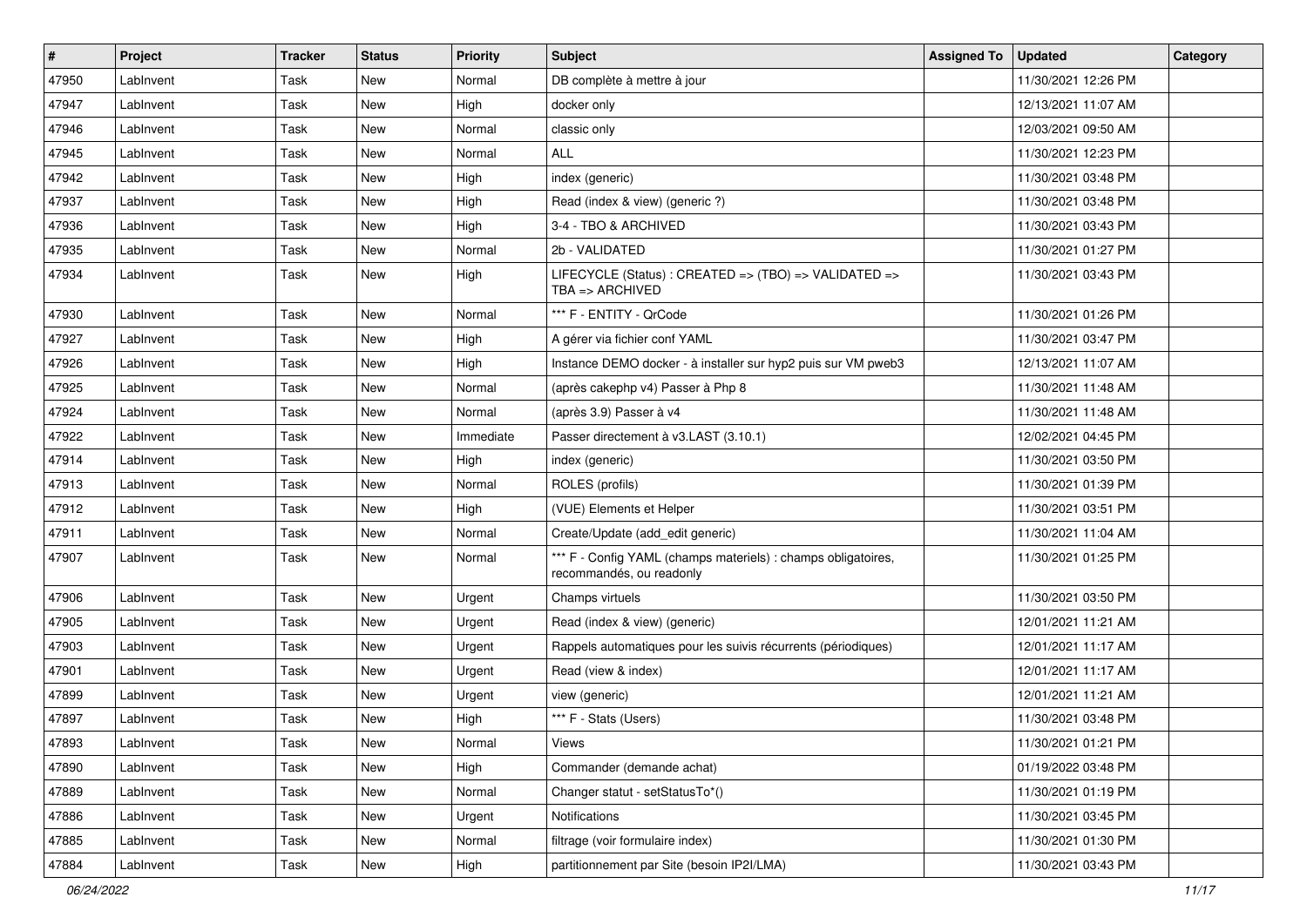| # | Project | Tracker | Status | Priority | Subject | Assigned To | Updated | Category |
|---|---|---|---|---|---|---|---|---|
| 47950 | LabInvent | Task | New | Normal | DB complète à mettre à jour | | 11/30/2021 12:26 PM | |
| 47947 | LabInvent | Task | New | High | docker only | | 12/13/2021 11:07 AM | |
| 47946 | LabInvent | Task | New | Normal | classic only | | 12/03/2021 09:50 AM | |
| 47945 | LabInvent | Task | New | Normal | ALL | | 11/30/2021 12:23 PM | |
| 47942 | LabInvent | Task | New | High | index (generic) | | 11/30/2021 03:48 PM | |
| 47937 | LabInvent | Task | New | High | Read (index & view) (generic ?) | | 11/30/2021 03:48 PM | |
| 47936 | LabInvent | Task | New | High | 3-4 - TBO & ARCHIVED | | 11/30/2021 03:43 PM | |
| 47935 | LabInvent | Task | New | Normal | 2b - VALIDATED | | 11/30/2021 01:27 PM | |
| 47934 | LabInvent | Task | New | High | LIFECYCLE (Status) : CREATED => (TBO) => VALIDATED => TBA => ARCHIVED | | 11/30/2021 03:43 PM | |
| 47930 | LabInvent | Task | New | Normal | *** F - ENTITY - QrCode | | 11/30/2021 01:26 PM | |
| 47927 | LabInvent | Task | New | High | A gérer via fichier conf YAML | | 11/30/2021 03:47 PM | |
| 47926 | LabInvent | Task | New | High | Instance DEMO docker - à installer sur hyp2 puis sur VM pweb3 | | 12/13/2021 11:07 AM | |
| 47925 | LabInvent | Task | New | Normal | (après cakephp v4) Passer à Php 8 | | 11/30/2021 11:48 AM | |
| 47924 | LabInvent | Task | New | Normal | (après 3.9) Passer à v4 | | 11/30/2021 11:48 AM | |
| 47922 | LabInvent | Task | New | Immediate | Passer directement à v3.LAST (3.10.1) | | 12/02/2021 04:45 PM | |
| 47914 | LabInvent | Task | New | High | index (generic) | | 11/30/2021 03:50 PM | |
| 47913 | LabInvent | Task | New | Normal | ROLES (profils) | | 11/30/2021 01:39 PM | |
| 47912 | LabInvent | Task | New | High | (VUE) Elements et Helper | | 11/30/2021 03:51 PM | |
| 47911 | LabInvent | Task | New | Normal | Create/Update (add_edit generic) | | 11/30/2021 11:04 AM | |
| 47907 | LabInvent | Task | New | Normal | *** F - Config YAML (champs materiels) : champs obligatoires, recommandés, ou readonly | | 11/30/2021 01:25 PM | |
| 47906 | LabInvent | Task | New | Urgent | Champs virtuels | | 11/30/2021 03:50 PM | |
| 47905 | LabInvent | Task | New | Urgent | Read (index & view) (generic) | | 12/01/2021 11:21 AM | |
| 47903 | LabInvent | Task | New | Urgent | Rappels automatiques pour les suivis récurrents (périodiques) | | 12/01/2021 11:17 AM | |
| 47901 | LabInvent | Task | New | Urgent | Read (view & index) | | 12/01/2021 11:17 AM | |
| 47899 | LabInvent | Task | New | Urgent | view (generic) | | 12/01/2021 11:21 AM | |
| 47897 | LabInvent | Task | New | High | *** F - Stats (Users) | | 11/30/2021 03:48 PM | |
| 47893 | LabInvent | Task | New | Normal | Views | | 11/30/2021 01:21 PM | |
| 47890 | LabInvent | Task | New | High | Commander (demande achat) | | 01/19/2022 03:48 PM | |
| 47889 | LabInvent | Task | New | Normal | Changer statut - setStatusTo*() | | 11/30/2021 01:19 PM | |
| 47886 | LabInvent | Task | New | Urgent | Notifications | | 11/30/2021 03:45 PM | |
| 47885 | LabInvent | Task | New | Normal | filtrage (voir formulaire index) | | 11/30/2021 01:30 PM | |
| 47884 | LabInvent | Task | New | High | partitionnement par Site (besoin IP2I/LMA) | | 11/30/2021 03:43 PM | |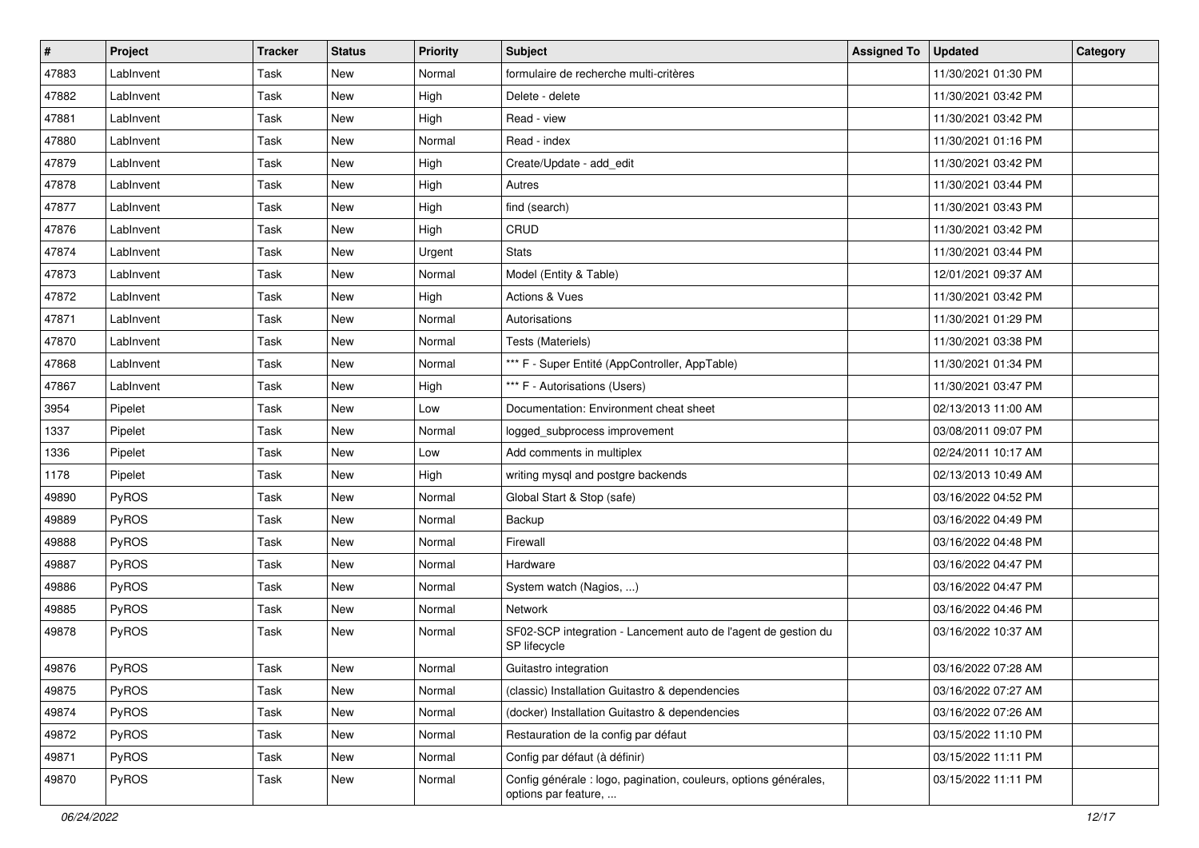| # | Project | Tracker | Status | Priority | Subject | Assigned To | Updated | Category |
|---|---|---|---|---|---|---|---|---|
| 47883 | LabInvent | Task | New | Normal | formulaire de recherche multi-critères | | 11/30/2021 01:30 PM | |
| 47882 | LabInvent | Task | New | High | Delete - delete | | 11/30/2021 03:42 PM | |
| 47881 | LabInvent | Task | New | High | Read - view | | 11/30/2021 03:42 PM | |
| 47880 | LabInvent | Task | New | Normal | Read - index | | 11/30/2021 01:16 PM | |
| 47879 | LabInvent | Task | New | High | Create/Update - add_edit | | 11/30/2021 03:42 PM | |
| 47878 | LabInvent | Task | New | High | Autres | | 11/30/2021 03:44 PM | |
| 47877 | LabInvent | Task | New | High | find (search) | | 11/30/2021 03:43 PM | |
| 47876 | LabInvent | Task | New | High | CRUD | | 11/30/2021 03:42 PM | |
| 47874 | LabInvent | Task | New | Urgent | Stats | | 11/30/2021 03:44 PM | |
| 47873 | LabInvent | Task | New | Normal | Model (Entity & Table) | | 12/01/2021 09:37 AM | |
| 47872 | LabInvent | Task | New | High | Actions & Vues | | 11/30/2021 03:42 PM | |
| 47871 | LabInvent | Task | New | Normal | Autorisations | | 11/30/2021 01:29 PM | |
| 47870 | LabInvent | Task | New | Normal | Tests (Materiels) | | 11/30/2021 03:38 PM | |
| 47868 | LabInvent | Task | New | Normal | *** F - Super Entité (AppController, AppTable) | | 11/30/2021 01:34 PM | |
| 47867 | LabInvent | Task | New | High | *** F - Autorisations (Users) | | 11/30/2021 03:47 PM | |
| 3954 | Pipelet | Task | New | Low | Documentation: Environment cheat sheet | | 02/13/2013 11:00 AM | |
| 1337 | Pipelet | Task | New | Normal | logged_subprocess improvement | | 03/08/2011 09:07 PM | |
| 1336 | Pipelet | Task | New | Low | Add comments in multiplex | | 02/24/2011 10:17 AM | |
| 1178 | Pipelet | Task | New | High | writing mysql and postgre backends | | 02/13/2013 10:49 AM | |
| 49890 | PyROS | Task | New | Normal | Global Start & Stop (safe) | | 03/16/2022 04:52 PM | |
| 49889 | PyROS | Task | New | Normal | Backup | | 03/16/2022 04:49 PM | |
| 49888 | PyROS | Task | New | Normal | Firewall | | 03/16/2022 04:48 PM | |
| 49887 | PyROS | Task | New | Normal | Hardware | | 03/16/2022 04:47 PM | |
| 49886 | PyROS | Task | New | Normal | System watch (Nagios, ...) | | 03/16/2022 04:47 PM | |
| 49885 | PyROS | Task | New | Normal | Network | | 03/16/2022 04:46 PM | |
| 49878 | PyROS | Task | New | Normal | SF02-SCP integration - Lancement auto de l'agent de gestion du SP lifecycle | | 03/16/2022 10:37 AM | |
| 49876 | PyROS | Task | New | Normal | Guitastro integration | | 03/16/2022 07:28 AM | |
| 49875 | PyROS | Task | New | Normal | (classic) Installation Guitastro & dependencies | | 03/16/2022 07:27 AM | |
| 49874 | PyROS | Task | New | Normal | (docker) Installation Guitastro & dependencies | | 03/16/2022 07:26 AM | |
| 49872 | PyROS | Task | New | Normal | Restauration de la config par défaut | | 03/15/2022 11:10 PM | |
| 49871 | PyROS | Task | New | Normal | Config par défaut (à définir) | | 03/15/2022 11:11 PM | |
| 49870 | PyROS | Task | New | Normal | Config générale : logo, pagination, couleurs, options générales, options par feature, ... | | 03/15/2022 11:11 PM | |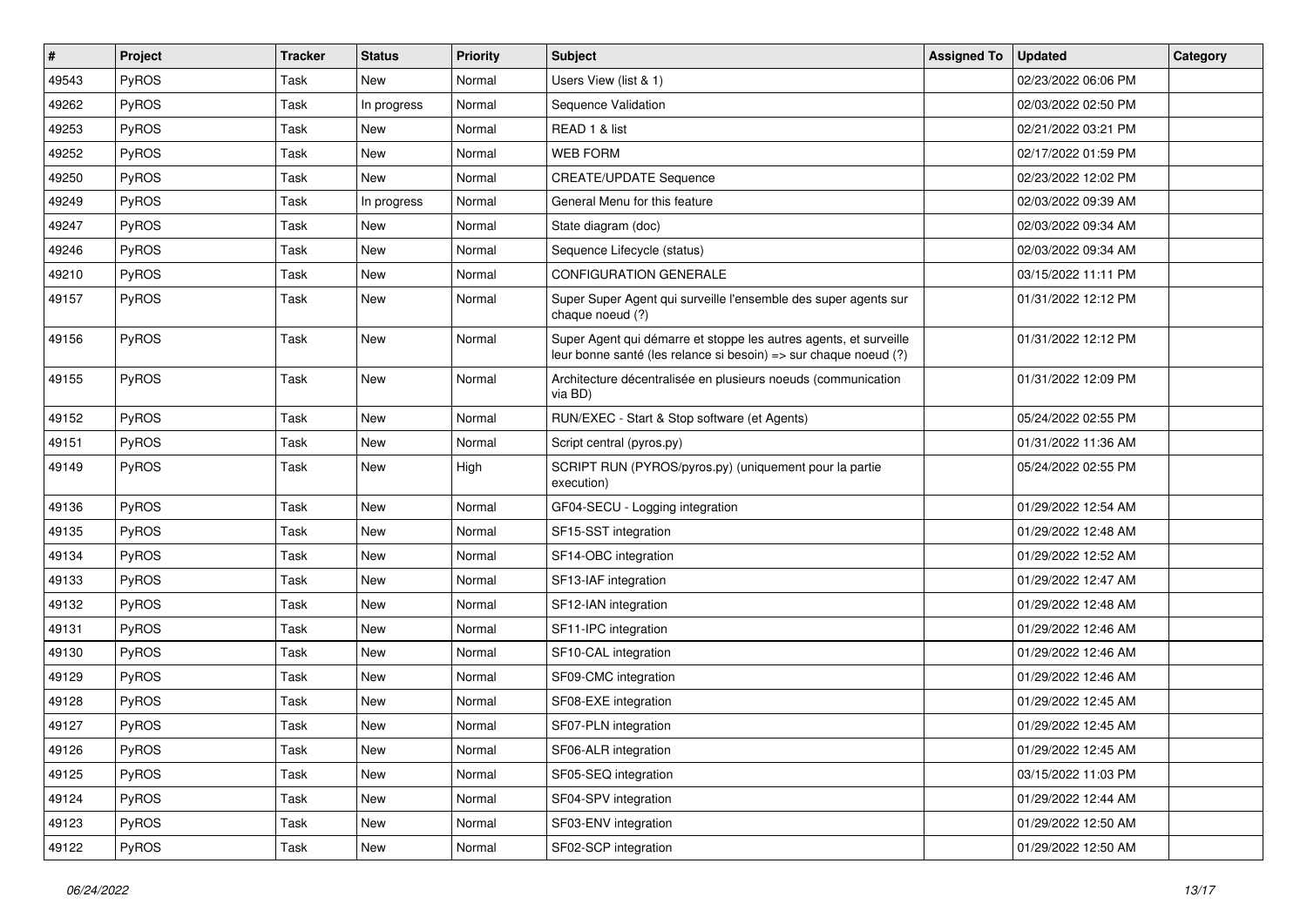| # | Project | Tracker | Status | Priority | Subject | Assigned To | Updated | Category |
|---|---|---|---|---|---|---|---|---|
| 49543 | PyROS | Task | New | Normal | Users View (list & 1) | | 02/23/2022 06:06 PM | |
| 49262 | PyROS | Task | In progress | Normal | Sequence Validation | | 02/03/2022 02:50 PM | |
| 49253 | PyROS | Task | New | Normal | READ 1 & list | | 02/21/2022 03:21 PM | |
| 49252 | PyROS | Task | New | Normal | WEB FORM | | 02/17/2022 01:59 PM | |
| 49250 | PyROS | Task | New | Normal | CREATE/UPDATE Sequence | | 02/23/2022 12:02 PM | |
| 49249 | PyROS | Task | In progress | Normal | General Menu for this feature | | 02/03/2022 09:39 AM | |
| 49247 | PyROS | Task | New | Normal | State diagram (doc) | | 02/03/2022 09:34 AM | |
| 49246 | PyROS | Task | New | Normal | Sequence Lifecycle (status) | | 02/03/2022 09:34 AM | |
| 49210 | PyROS | Task | New | Normal | CONFIGURATION GENERALE | | 03/15/2022 11:11 PM | |
| 49157 | PyROS | Task | New | Normal | Super Super Agent qui surveille l'ensemble des super agents sur chaque noeud (?) | | 01/31/2022 12:12 PM | |
| 49156 | PyROS | Task | New | Normal | Super Agent qui démarre et stoppe les autres agents, et surveille leur bonne santé (les relance si besoin) => sur chaque noeud (?) | | 01/31/2022 12:12 PM | |
| 49155 | PyROS | Task | New | Normal | Architecture décentralisée en plusieurs noeuds (communication via BD) | | 01/31/2022 12:09 PM | |
| 49152 | PyROS | Task | New | Normal | RUN/EXEC - Start & Stop software (et Agents) | | 05/24/2022 02:55 PM | |
| 49151 | PyROS | Task | New | Normal | Script central (pyros.py) | | 01/31/2022 11:36 AM | |
| 49149 | PyROS | Task | New | High | SCRIPT RUN (PYROS/pyros.py) (uniquement pour la partie execution) | | 05/24/2022 02:55 PM | |
| 49136 | PyROS | Task | New | Normal | GF04-SECU - Logging integration | | 01/29/2022 12:54 AM | |
| 49135 | PyROS | Task | New | Normal | SF15-SST integration | | 01/29/2022 12:48 AM | |
| 49134 | PyROS | Task | New | Normal | SF14-OBC integration | | 01/29/2022 12:52 AM | |
| 49133 | PyROS | Task | New | Normal | SF13-IAF integration | | 01/29/2022 12:47 AM | |
| 49132 | PyROS | Task | New | Normal | SF12-IAN integration | | 01/29/2022 12:48 AM | |
| 49131 | PyROS | Task | New | Normal | SF11-IPC integration | | 01/29/2022 12:46 AM | |
| 49130 | PyROS | Task | New | Normal | SF10-CAL integration | | 01/29/2022 12:46 AM | |
| 49129 | PyROS | Task | New | Normal | SF09-CMC integration | | 01/29/2022 12:46 AM | |
| 49128 | PyROS | Task | New | Normal | SF08-EXE integration | | 01/29/2022 12:45 AM | |
| 49127 | PyROS | Task | New | Normal | SF07-PLN integration | | 01/29/2022 12:45 AM | |
| 49126 | PyROS | Task | New | Normal | SF06-ALR integration | | 01/29/2022 12:45 AM | |
| 49125 | PyROS | Task | New | Normal | SF05-SEQ integration | | 03/15/2022 11:03 PM | |
| 49124 | PyROS | Task | New | Normal | SF04-SPV integration | | 01/29/2022 12:44 AM | |
| 49123 | PyROS | Task | New | Normal | SF03-ENV integration | | 01/29/2022 12:50 AM | |
| 49122 | PyROS | Task | New | Normal | SF02-SCP integration | | 01/29/2022 12:50 AM | |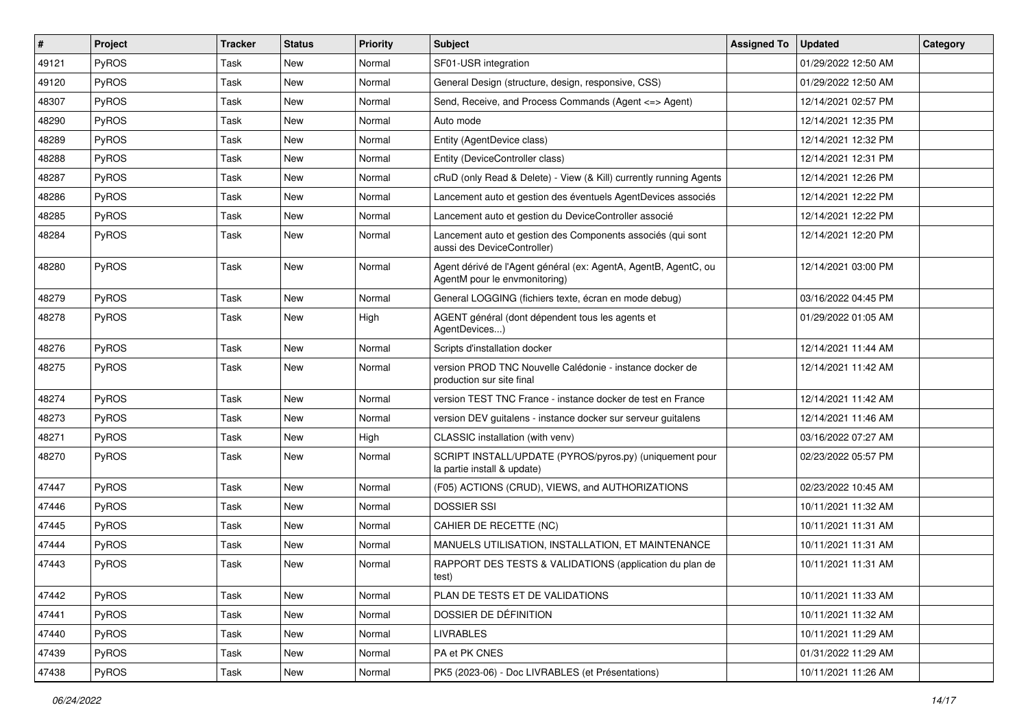| # | Project | Tracker | Status | Priority | Subject | Assigned To | Updated | Category |
|---|---|---|---|---|---|---|---|---|
| 49121 | PyROS | Task | New | Normal | SF01-USR integration | | 01/29/2022 12:50 AM | |
| 49120 | PyROS | Task | New | Normal | General Design (structure, design, responsive, CSS) | | 01/29/2022 12:50 AM | |
| 48307 | PyROS | Task | New | Normal | Send, Receive, and Process Commands (Agent <=> Agent) | | 12/14/2021 02:57 PM | |
| 48290 | PyROS | Task | New | Normal | Auto mode | | 12/14/2021 12:35 PM | |
| 48289 | PyROS | Task | New | Normal | Entity (AgentDevice class) | | 12/14/2021 12:32 PM | |
| 48288 | PyROS | Task | New | Normal | Entity (DeviceController class) | | 12/14/2021 12:31 PM | |
| 48287 | PyROS | Task | New | Normal | cRuD (only Read & Delete) - View (& Kill) currently running Agents | | 12/14/2021 12:26 PM | |
| 48286 | PyROS | Task | New | Normal | Lancement auto et gestion des éventuels AgentDevices associés | | 12/14/2021 12:22 PM | |
| 48285 | PyROS | Task | New | Normal | Lancement auto et gestion du DeviceController associé | | 12/14/2021 12:22 PM | |
| 48284 | PyROS | Task | New | Normal | Lancement auto et gestion des Components associés (qui sont aussi des DeviceController) | | 12/14/2021 12:20 PM | |
| 48280 | PyROS | Task | New | Normal | Agent dérivé de l'Agent général (ex: AgentA, AgentB, AgentC, ou AgentM pour le envmonitoring) | | 12/14/2021 03:00 PM | |
| 48279 | PyROS | Task | New | Normal | General LOGGING (fichiers texte, écran en mode debug) | | 03/16/2022 04:45 PM | |
| 48278 | PyROS | Task | New | High | AGENT général (dont dépendent tous les agents et AgentDevices...) | | 01/29/2022 01:05 AM | |
| 48276 | PyROS | Task | New | Normal | Scripts d'installation docker | | 12/14/2021 11:44 AM | |
| 48275 | PyROS | Task | New | Normal | version PROD TNC Nouvelle Calédonie - instance docker de production sur site final | | 12/14/2021 11:42 AM | |
| 48274 | PyROS | Task | New | Normal | version TEST TNC France - instance docker de test en France | | 12/14/2021 11:42 AM | |
| 48273 | PyROS | Task | New | Normal | version DEV guitalens - instance docker sur serveur guitalens | | 12/14/2021 11:46 AM | |
| 48271 | PyROS | Task | New | High | CLASSIC installation (with venv) | | 03/16/2022 07:27 AM | |
| 48270 | PyROS | Task | New | Normal | SCRIPT INSTALL/UPDATE (PYROS/pyros.py) (uniquement pour la partie install & update) | | 02/23/2022 05:57 PM | |
| 47447 | PyROS | Task | New | Normal | (F05) ACTIONS (CRUD), VIEWS, and AUTHORIZATIONS | | 02/23/2022 10:45 AM | |
| 47446 | PyROS | Task | New | Normal | DOSSIER SSI | | 10/11/2021 11:32 AM | |
| 47445 | PyROS | Task | New | Normal | CAHIER DE RECETTE (NC) | | 10/11/2021 11:31 AM | |
| 47444 | PyROS | Task | New | Normal | MANUELS UTILISATION, INSTALLATION, ET MAINTENANCE | | 10/11/2021 11:31 AM | |
| 47443 | PyROS | Task | New | Normal | RAPPORT DES TESTS & VALIDATIONS (application du plan de test) | | 10/11/2021 11:31 AM | |
| 47442 | PyROS | Task | New | Normal | PLAN DE TESTS ET DE VALIDATIONS | | 10/11/2021 11:33 AM | |
| 47441 | PyROS | Task | New | Normal | DOSSIER DE DÉFINITION | | 10/11/2021 11:32 AM | |
| 47440 | PyROS | Task | New | Normal | LIVRABLES | | 10/11/2021 11:29 AM | |
| 47439 | PyROS | Task | New | Normal | PA et PK CNES | | 01/31/2022 11:29 AM | |
| 47438 | PyROS | Task | New | Normal | PK5 (2023-06) - Doc LIVRABLES (et Présentations) | | 10/11/2021 11:26 AM | |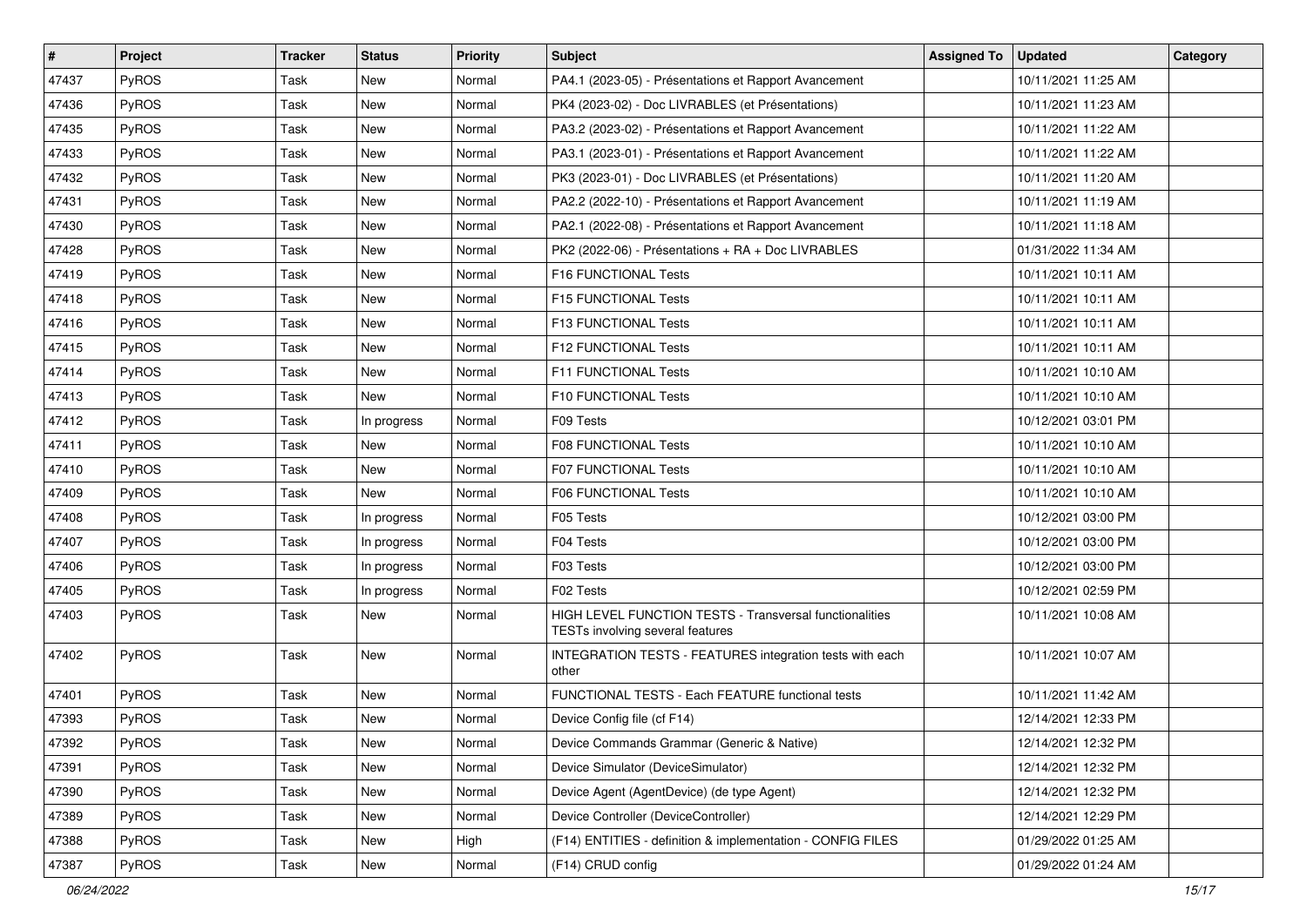| # | Project | Tracker | Status | Priority | Subject | Assigned To | Updated | Category |
|---|---|---|---|---|---|---|---|---|
| 47437 | PyROS | Task | New | Normal | PA4.1 (2023-05) - Présentations et Rapport Avancement | | 10/11/2021 11:25 AM | |
| 47436 | PyROS | Task | New | Normal | PK4 (2023-02) - Doc LIVRABLES (et Présentations) | | 10/11/2021 11:23 AM | |
| 47435 | PyROS | Task | New | Normal | PA3.2 (2023-02) - Présentations et Rapport Avancement | | 10/11/2021 11:22 AM | |
| 47433 | PyROS | Task | New | Normal | PA3.1 (2023-01) - Présentations et Rapport Avancement | | 10/11/2021 11:22 AM | |
| 47432 | PyROS | Task | New | Normal | PK3 (2023-01) - Doc LIVRABLES (et Présentations) | | 10/11/2021 11:20 AM | |
| 47431 | PyROS | Task | New | Normal | PA2.2 (2022-10) - Présentations et Rapport Avancement | | 10/11/2021 11:19 AM | |
| 47430 | PyROS | Task | New | Normal | PA2.1 (2022-08) - Présentations et Rapport Avancement | | 10/11/2021 11:18 AM | |
| 47428 | PyROS | Task | New | Normal | PK2 (2022-06) - Présentations + RA + Doc LIVRABLES | | 01/31/2022 11:34 AM | |
| 47419 | PyROS | Task | New | Normal | F16 FUNCTIONAL Tests | | 10/11/2021 10:11 AM | |
| 47418 | PyROS | Task | New | Normal | F15 FUNCTIONAL Tests | | 10/11/2021 10:11 AM | |
| 47416 | PyROS | Task | New | Normal | F13 FUNCTIONAL Tests | | 10/11/2021 10:11 AM | |
| 47415 | PyROS | Task | New | Normal | F12 FUNCTIONAL Tests | | 10/11/2021 10:11 AM | |
| 47414 | PyROS | Task | New | Normal | F11 FUNCTIONAL Tests | | 10/11/2021 10:10 AM | |
| 47413 | PyROS | Task | New | Normal | F10 FUNCTIONAL Tests | | 10/11/2021 10:10 AM | |
| 47412 | PyROS | Task | In progress | Normal | F09 Tests | | 10/12/2021 03:01 PM | |
| 47411 | PyROS | Task | New | Normal | F08 FUNCTIONAL Tests | | 10/11/2021 10:10 AM | |
| 47410 | PyROS | Task | New | Normal | F07 FUNCTIONAL Tests | | 10/11/2021 10:10 AM | |
| 47409 | PyROS | Task | New | Normal | F06 FUNCTIONAL Tests | | 10/11/2021 10:10 AM | |
| 47408 | PyROS | Task | In progress | Normal | F05 Tests | | 10/12/2021 03:00 PM | |
| 47407 | PyROS | Task | In progress | Normal | F04 Tests | | 10/12/2021 03:00 PM | |
| 47406 | PyROS | Task | In progress | Normal | F03 Tests | | 10/12/2021 03:00 PM | |
| 47405 | PyROS | Task | In progress | Normal | F02 Tests | | 10/12/2021 02:59 PM | |
| 47403 | PyROS | Task | New | Normal | HIGH LEVEL FUNCTION TESTS - Transversal functionalities TESTs involving several features | | 10/11/2021 10:08 AM | |
| 47402 | PyROS | Task | New | Normal | INTEGRATION TESTS - FEATURES integration tests with each other | | 10/11/2021 10:07 AM | |
| 47401 | PyROS | Task | New | Normal | FUNCTIONAL TESTS - Each FEATURE functional tests | | 10/11/2021 11:42 AM | |
| 47393 | PyROS | Task | New | Normal | Device Config file (cf F14) | | 12/14/2021 12:33 PM | |
| 47392 | PyROS | Task | New | Normal | Device Commands Grammar (Generic & Native) | | 12/14/2021 12:32 PM | |
| 47391 | PyROS | Task | New | Normal | Device Simulator (DeviceSimulator) | | 12/14/2021 12:32 PM | |
| 47390 | PyROS | Task | New | Normal | Device Agent (AgentDevice) (de type Agent) | | 12/14/2021 12:32 PM | |
| 47389 | PyROS | Task | New | Normal | Device Controller (DeviceController) | | 12/14/2021 12:29 PM | |
| 47388 | PyROS | Task | New | High | (F14) ENTITIES - definition & implementation - CONFIG FILES | | 01/29/2022 01:25 AM | |
| 47387 | PyROS | Task | New | Normal | (F14) CRUD config | | 01/29/2022 01:24 AM | |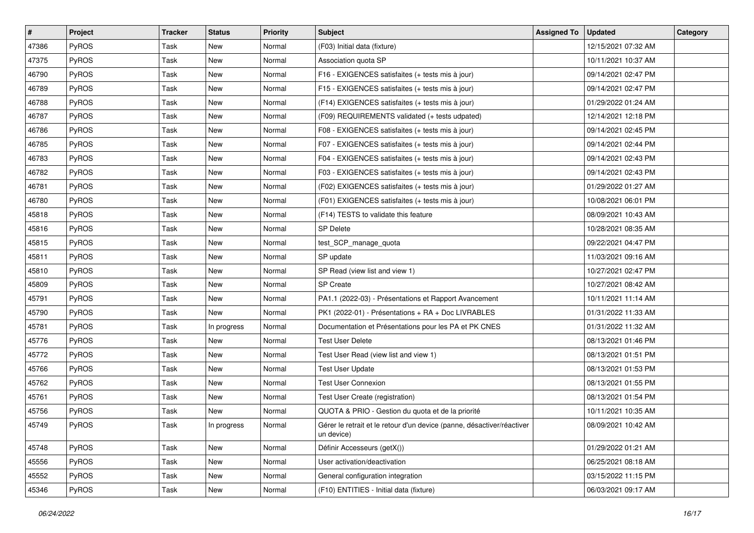| # | Project | Tracker | Status | Priority | Subject | Assigned To | Updated | Category |
|---|---|---|---|---|---|---|---|---|
| 47386 | PyROS | Task | New | Normal | (F03) Initial data (fixture) | | 12/15/2021 07:32 AM | |
| 47375 | PyROS | Task | New | Normal | Association quota SP | | 10/11/2021 10:37 AM | |
| 46790 | PyROS | Task | New | Normal | F16 - EXIGENCES satisfaites (+ tests mis à jour) | | 09/14/2021 02:47 PM | |
| 46789 | PyROS | Task | New | Normal | F15 - EXIGENCES satisfaites (+ tests mis à jour) | | 09/14/2021 02:47 PM | |
| 46788 | PyROS | Task | New | Normal | (F14) EXIGENCES satisfaites (+ tests mis à jour) | | 01/29/2022 01:24 AM | |
| 46787 | PyROS | Task | New | Normal | (F09) REQUIREMENTS validated (+ tests udpated) | | 12/14/2021 12:18 PM | |
| 46786 | PyROS | Task | New | Normal | F08 - EXIGENCES satisfaites (+ tests mis à jour) | | 09/14/2021 02:45 PM | |
| 46785 | PyROS | Task | New | Normal | F07 - EXIGENCES satisfaites (+ tests mis à jour) | | 09/14/2021 02:44 PM | |
| 46783 | PyROS | Task | New | Normal | F04 - EXIGENCES satisfaites (+ tests mis à jour) | | 09/14/2021 02:43 PM | |
| 46782 | PyROS | Task | New | Normal | F03 - EXIGENCES satisfaites (+ tests mis à jour) | | 09/14/2021 02:43 PM | |
| 46781 | PyROS | Task | New | Normal | (F02) EXIGENCES satisfaites (+ tests mis à jour) | | 01/29/2022 01:27 AM | |
| 46780 | PyROS | Task | New | Normal | (F01) EXIGENCES satisfaites (+ tests mis à jour) | | 10/08/2021 06:01 PM | |
| 45818 | PyROS | Task | New | Normal | (F14) TESTS to validate this feature | | 08/09/2021 10:43 AM | |
| 45816 | PyROS | Task | New | Normal | SP Delete | | 10/28/2021 08:35 AM | |
| 45815 | PyROS | Task | New | Normal | test_SCP_manage_quota | | 09/22/2021 04:47 PM | |
| 45811 | PyROS | Task | New | Normal | SP update | | 11/03/2021 09:16 AM | |
| 45810 | PyROS | Task | New | Normal | SP Read (view list and view 1) | | 10/27/2021 02:47 PM | |
| 45809 | PyROS | Task | New | Normal | SP Create | | 10/27/2021 08:42 AM | |
| 45791 | PyROS | Task | New | Normal | PA1.1 (2022-03) - Présentations et Rapport Avancement | | 10/11/2021 11:14 AM | |
| 45790 | PyROS | Task | New | Normal | PK1 (2022-01) - Présentations + RA + Doc LIVRABLES | | 01/31/2022 11:33 AM | |
| 45781 | PyROS | Task | In progress | Normal | Documentation et Présentations pour les PA et PK CNES | | 01/31/2022 11:32 AM | |
| 45776 | PyROS | Task | New | Normal | Test User Delete | | 08/13/2021 01:46 PM | |
| 45772 | PyROS | Task | New | Normal | Test User Read (view list and view 1) | | 08/13/2021 01:51 PM | |
| 45766 | PyROS | Task | New | Normal | Test User Update | | 08/13/2021 01:53 PM | |
| 45762 | PyROS | Task | New | Normal | Test User Connexion | | 08/13/2021 01:55 PM | |
| 45761 | PyROS | Task | New | Normal | Test User Create (registration) | | 08/13/2021 01:54 PM | |
| 45756 | PyROS | Task | New | Normal | QUOTA & PRIO - Gestion du quota et de la priorité | | 10/11/2021 10:35 AM | |
| 45749 | PyROS | Task | In progress | Normal | Gérer le retrait et le retour d'un device (panne, désactiver/réactiver un device) | | 08/09/2021 10:42 AM | |
| 45748 | PyROS | Task | New | Normal | Définir Accesseurs (getX()) | | 01/29/2022 01:21 AM | |
| 45556 | PyROS | Task | New | Normal | User activation/deactivation | | 06/25/2021 08:18 AM | |
| 45552 | PyROS | Task | New | Normal | General configuration integration | | 03/15/2022 11:15 PM | |
| 45346 | PyROS | Task | New | Normal | (F10) ENTITIES - Initial data (fixture) | | 06/03/2021 09:17 AM | |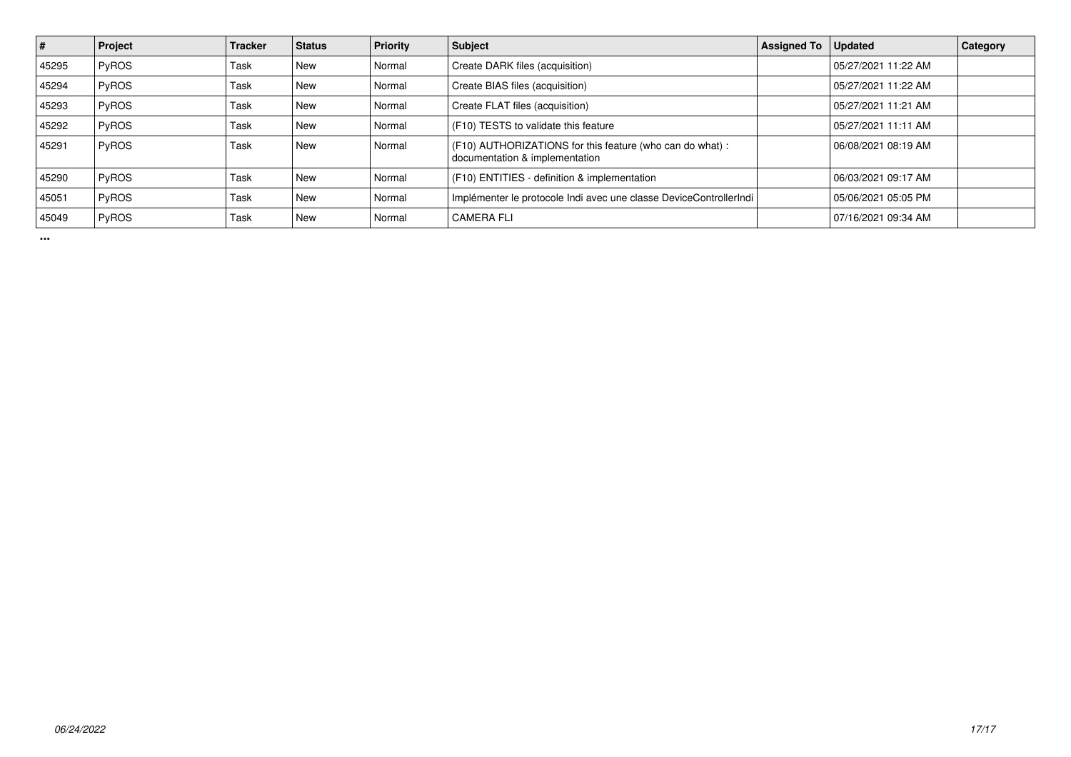| # | Project | Tracker | Status | Priority | Subject | Assigned To | Updated | Category |
|---|---|---|---|---|---|---|---|---|
| 45295 | PyROS | Task | New | Normal | Create DARK files (acquisition) | | 05/27/2021 11:22 AM | |
| 45294 | PyROS | Task | New | Normal | Create BIAS files (acquisition) | | 05/27/2021 11:22 AM | |
| 45293 | PyROS | Task | New | Normal | Create FLAT files (acquisition) | | 05/27/2021 11:21 AM | |
| 45292 | PyROS | Task | New | Normal | (F10) TESTS to validate this feature | | 05/27/2021 11:11 AM | |
| 45291 | PyROS | Task | New | Normal | (F10) AUTHORIZATIONS for this feature (who can do what) : documentation & implementation | | 06/08/2021 08:19 AM | |
| 45290 | PyROS | Task | New | Normal | (F10) ENTITIES - definition & implementation | | 06/03/2021 09:17 AM | |
| 45051 | PyROS | Task | New | Normal | Implémenter le protocole Indi avec une classe DeviceControllerIndi | | 05/06/2021 05:05 PM | |
| 45049 | PyROS | Task | New | Normal | CAMERA FLI | | 07/16/2021 09:34 AM | |

...